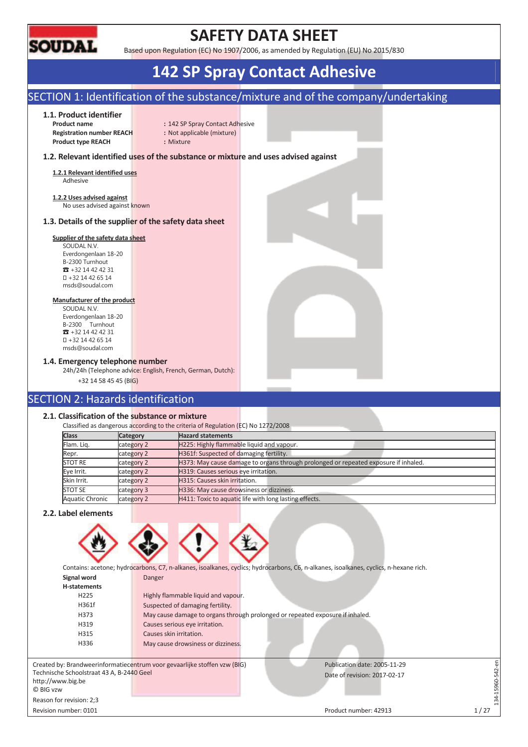# SAFETY DATA SHEET

Based upon Regulation (EC) No 1907/2006, as amended by Regulation (EU) No 2015/830

# 142 SP Spray Contact Adhesive

## SECTION 1: Identification of the substance/mixture and of the company/undertaking

### 1.1. Product identifier

**Product name** : 142 SP Spray Contact Adhesive
**Registration number REACH** : Not applicable (mixture)
**Product type REACH** : Mixture

### 1.2. Relevant identified uses of the substance or mixture and uses advised against

**1.2.1 Relevant identified uses**

Adhesive

**1.2.2 Uses advised against**

No uses advised against known

### 1.3. Details of the supplier of the safety data sheet

**Supplier of the safety data sheet**

SOUDAL N.V.
Everdongenlaan 18-20
B-2300 Turnhout
☎ +32 14 42 42 31
+32 14 42 65 14
msds@soudal.com

**Manufacturer of the product**

SOUDAL N.V.
Everdongenlaan 18-20
B-2300 Turnhout
☎ +32 14 42 42 31
+32 14 42 65 14
msds@soudal.com

### 1.4. Emergency telephone number

24h/24h (Telephone advice: English, French, German, Dutch):

+32 14 58 45 45 (BIG)

## SECTION 2: Hazards identification

### 2.1. Classification of the substance or mixture

Classified as dangerous according to the criteria of Regulation (EC) No 1272/2008

| Class | Category | Hazard statements |
|---|---|---|
| Flam. Liq. | category 2 | H225: Highly flammable liquid and vapour. |
| Repr. | category 2 | H361f: Suspected of damaging fertility. |
| STOT RE | category 2 | H373: May cause damage to organs through prolonged or repeated exposure if inhaled. |
| Eye Irrit. | category 2 | H319: Causes serious eye irritation. |
| Skin Irrit. | category 2 | H315: Causes skin irritation. |
| STOT SE | category 3 | H336: May cause drowsiness or dizziness. |
| Aquatic Chronic | category 2 | H411: Toxic to aquatic life with long lasting effects. |

### 2.2. Label elements

Contains: acetone; hydrocarbons, C7, n-alkanes, isoalkanes, cyclics; hydrocarbons, C6, n-alkanes, isoalkanes, cyclics, n-hexane rich.

**Signal word** Danger

**H-statements**

| | |
|---|---|
| H225 | Highly flammable liquid and vapour. |
| H361f | Suspected of damaging fertility. |
| H373 | May cause damage to organs through prolonged or repeated exposure if inhaled. |
| H319 | Causes serious eye irritation. |
| H315 | Causes skin irritation. |
| H336 | May cause drowsiness or dizziness. |

Created by: Brandweerinformatiecentrum voor gevaarlijke stoffen vzw (BIG)
Technische Schoolstraat 43 A, B-2440 Geel
http://www.big.be
© BIG vzw

Reason for revision: 2;3
Revision number: 0101

Publication date: 2005-11-29
Date of revision: 2017-02-17

Product number: 42913

134-15960-542-en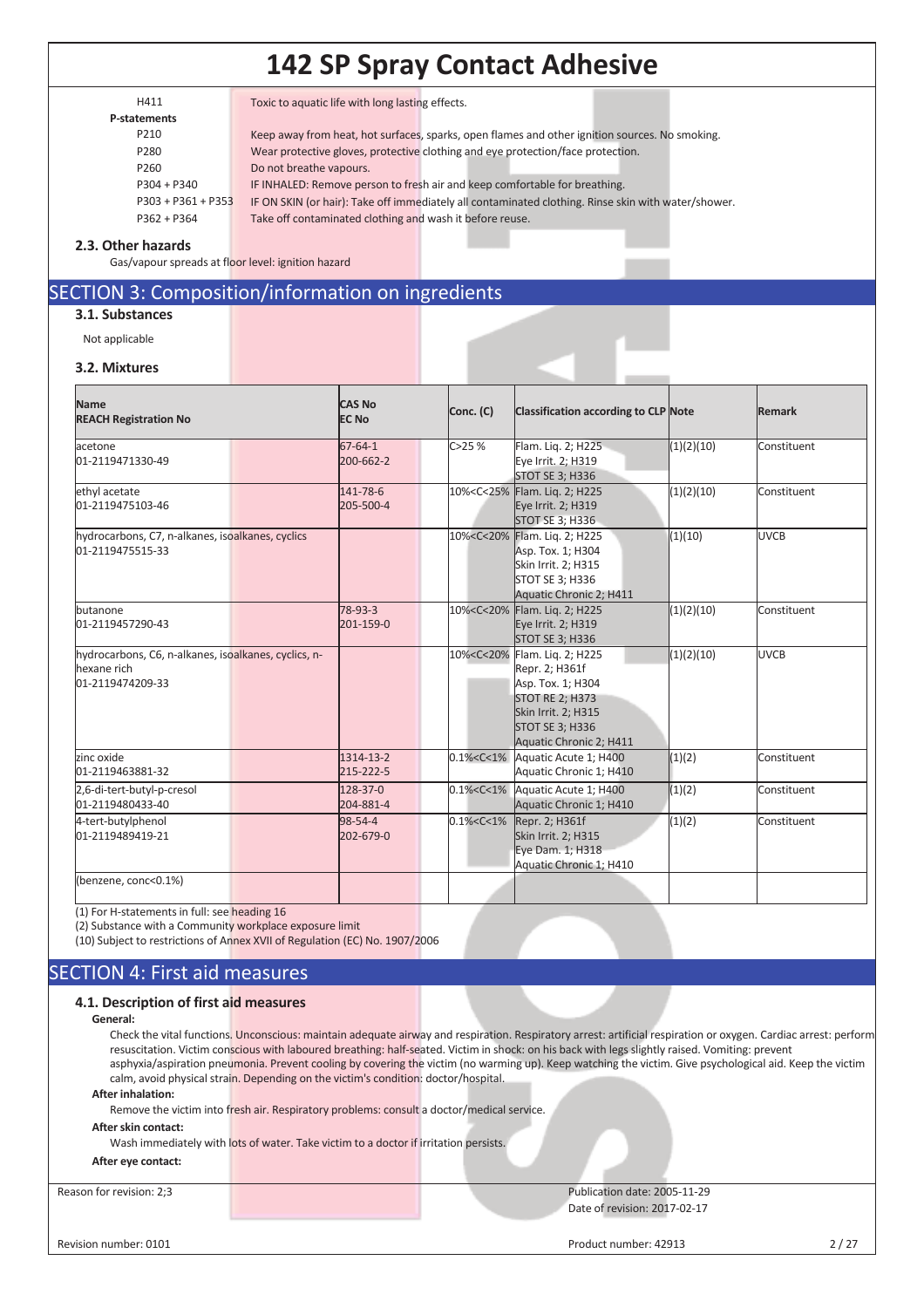| | |
|---|---|
| H411 | Toxic to aquatic life with long lasting effects. |
| **P-statements** | |
| P210 | Keep away from heat, hot surfaces, sparks, open flames and other ignition sources. No smoking. |
| P280 | Wear protective gloves, protective clothing and eye protection/face protection. |
| P260 | Do not breathe vapours. |
| P304 + P340 | IF INHALED: Remove person to fresh air and keep comfortable for breathing. |
| P303 + P361 + P353 | IF ON SKIN (or hair): Take off immediately all contaminated clothing. Rinse skin with water/shower. |
| P362 + P364 | Take off contaminated clothing and wash it before reuse. |

### 2.3. Other hazards

Gas/vapour spreads at floor level: ignition hazard

## SECTION 3: Composition/information on ingredients

### 3.1. Substances

Not applicable

### 3.2. Mixtures

| Name<br>REACH Registration No | CAS No<br>EC No | Conc. (C) | Classification according to CLP | Note | Remark |
|---|---|---|---|---|---|
| acetone<br>01-2119471330-49 | 67-64-1<br>200-662-2 | C>25 % | Flam. Liq. 2; H225<br>Eye Irrit. 2; H319<br>STOT SE 3; H336 | (1)(2)(10) | Constituent |
| ethyl acetate<br>01-2119475103-46 | 141-78-6<br>205-500-4 | 10%<C<25% | Flam. Liq. 2; H225<br>Eye Irrit. 2; H319<br>STOT SE 3; H336 | (1)(2)(10) | Constituent |
| hydrocarbons, C7, n-alkanes, isoalkanes, cyclics<br>01-2119475515-33 | | 10%<C<20% | Flam. Liq. 2; H225<br>Asp. Tox. 1; H304<br>Skin Irrit. 2; H315<br>STOT SE 3; H336<br>Aquatic Chronic 2; H411 | (1)(10) | UVCB |
| butanone<br>01-2119457290-43 | 78-93-3<br>201-159-0 | 10%<C<20% | Flam. Liq. 2; H225<br>Eye Irrit. 2; H319<br>STOT SE 3; H336 | (1)(2)(10) | Constituent |
| hydrocarbons, C6, n-alkanes, isoalkanes, cyclics, n-hexane rich<br>01-2119474209-33 | | 10%<C<20% | Flam. Liq. 2; H225<br>Repr. 2; H361f<br>Asp. Tox. 1; H304<br>STOT RE 2; H373<br>Skin Irrit. 2; H315<br>STOT SE 3; H336<br>Aquatic Chronic 2; H411 | (1)(2)(10) | UVCB |
| zinc oxide<br>01-2119463881-32 | 1314-13-2<br>215-222-5 | 0.1%<C<1% | Aquatic Acute 1; H400<br>Aquatic Chronic 1; H410 | (1)(2) | Constituent |
| 2,6-di-tert-butyl-p-cresol<br>01-2119480433-40 | 128-37-0<br>204-881-4 | 0.1%<C<1% | Aquatic Acute 1; H400<br>Aquatic Chronic 1; H410 | (1)(2) | Constituent |
| 4-tert-butylphenol<br>01-2119489419-21 | 98-54-4<br>202-679-0 | 0.1%<C<1% | Repr. 2; H361f<br>Skin Irrit. 2; H315<br>Eye Dam. 1; H318<br>Aquatic Chronic 1; H410 | (1)(2) | Constituent |
| (benzene, conc<0.1%) | | | | | |

(1) For H-statements in full: see heading 16
(2) Substance with a Community workplace exposure limit
(10) Subject to restrictions of Annex XVII of Regulation (EC) No. 1907/2006

## SECTION 4: First aid measures

### 4.1. Description of first aid measures

**General:**

Check the vital functions. Unconscious: maintain adequate airway and respiration. Respiratory arrest: artificial respiration or oxygen. Cardiac arrest: perform resuscitation. Victim conscious with laboured breathing: half-seated. Victim in shock: on his back with legs slightly raised. Vomiting: prevent asphyxia/aspiration pneumonia. Prevent cooling by covering the victim (no warming up). Keep watching the victim. Give psychological aid. Keep the victim calm, avoid physical strain. Depending on the victim's condition: doctor/hospital.

**After inhalation:**

Remove the victim into fresh air. Respiratory problems: consult a doctor/medical service.

**After skin contact:**

Wash immediately with lots of water. Take victim to a doctor if irritation persists.

**After eye contact:**

Reason for revision: 2;3

Publication date: 2005-11-29
Date of revision: 2017-02-17

Revision number: 0101

Product number: 42913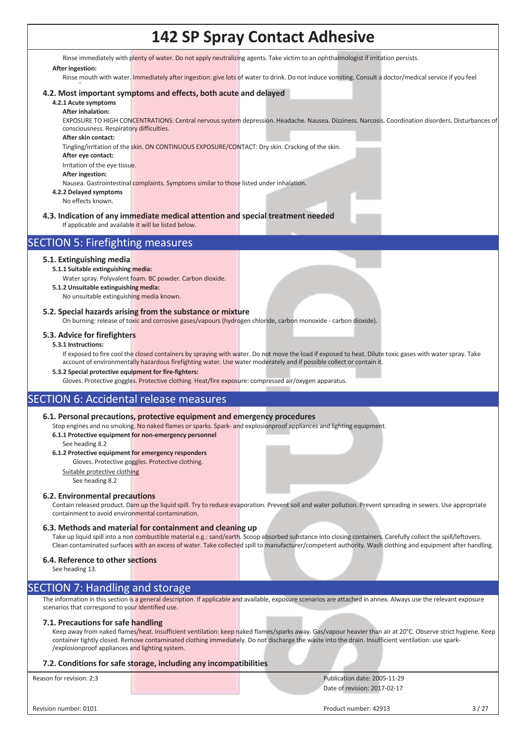Rinse immediately with plenty of water. Do not apply neutralizing agents. Take victim to an ophthalmologist if irritation persists.

**After ingestion:**

Rinse mouth with water. Immediately after ingestion: give lots of water to drink. Do not induce vomiting. Consult a doctor/medical service if you feel ..

### 4.2. Most important symptoms and effects, both acute and delayed

**4.2.1 Acute symptoms**

**After inhalation:**

EXPOSURE TO HIGH CONCENTRATIONS: Central nervous system depression. Headache. Nausea. Dizziness. Narcosis. Coordination disorders. Disturbances of consciousness. Respiratory difficulties.

**After skin contact:**

Tingling/irritation of the skin. ON CONTINUOUS EXPOSURE/CONTACT: Dry skin. Cracking of the skin.

**After eye contact:**

Irritation of the eye tissue.

**After ingestion:**

Nausea. Gastrointestinal complaints. Symptoms similar to those listed under inhalation.

**4.2.2 Delayed symptoms**

No effects known.

### 4.3. Indication of any immediate medical attention and special treatment needed

If applicable and available it will be listed below.

## SECTION 5: Firefighting measures

### 5.1. Extinguishing media

**5.1.1 Suitable extinguishing media:**

Water spray. Polyvalent foam. BC powder. Carbon dioxide.

**5.1.2 Unsuitable extinguishing media:**

No unsuitable extinguishing media known.

### 5.2. Special hazards arising from the substance or mixture

On burning: release of toxic and corrosive gases/vapours (hydrogen chloride, carbon monoxide - carbon dioxide).

### 5.3. Advice for firefighters

**5.3.1 Instructions:**

If exposed to fire cool the closed containers by spraying with water. Do not move the load if exposed to heat. Dilute toxic gases with water spray. Take account of environmentally hazardous firefighting water. Use water moderately and if possible collect or contain it.

**5.3.2 Special protective equipment for fire-fighters:**

Gloves. Protective goggles. Protective clothing. Heat/fire exposure: compressed air/oxygen apparatus.

## SECTION 6: Accidental release measures

### 6.1. Personal precautions, protective equipment and emergency procedures

Stop engines and no smoking. No naked flames or sparks. Spark- and explosionproof appliances and lighting equipment.

**6.1.1 Protective equipment for non-emergency personnel**

See heading 8.2

**6.1.2 Protective equipment for emergency responders**

Gloves. Protective goggles. Protective clothing.

Suitable protective clothing

See heading 8.2

### 6.2. Environmental precautions

Contain released product. Dam up the liquid spill. Try to reduce evaporation. Prevent soil and water pollution. Prevent spreading in sewers. Use appropriate containment to avoid environmental contamination.

### 6.3. Methods and material for containment and cleaning up

Take up liquid spill into a non combustible material e.g.: sand/earth. Scoop absorbed substance into closing containers. Carefully collect the spill/leftovers. Clean contaminated surfaces with an excess of water. Take collected spill to manufacturer/competent authority. Wash clothing and equipment after handling.

### 6.4. Reference to other sections

See heading 13.

## SECTION 7: Handling and storage

The information in this section is a general description. If applicable and available, exposure scenarios are attached in annex. Always use the relevant exposure scenarios that correspond to your identified use.

### 7.1. Precautions for safe handling

Keep away from naked flames/heat. Insufficient ventilation: keep naked flames/sparks away. Gas/vapour heavier than air at 20°C. Observe strict hygiene. Keep container tightly closed. Remove contaminated clothing immediately. Do not discharge the waste into the drain. Insufficient ventilation: use spark-/explosionproof appliances and lighting system.

### 7.2. Conditions for safe storage, including any incompatibilities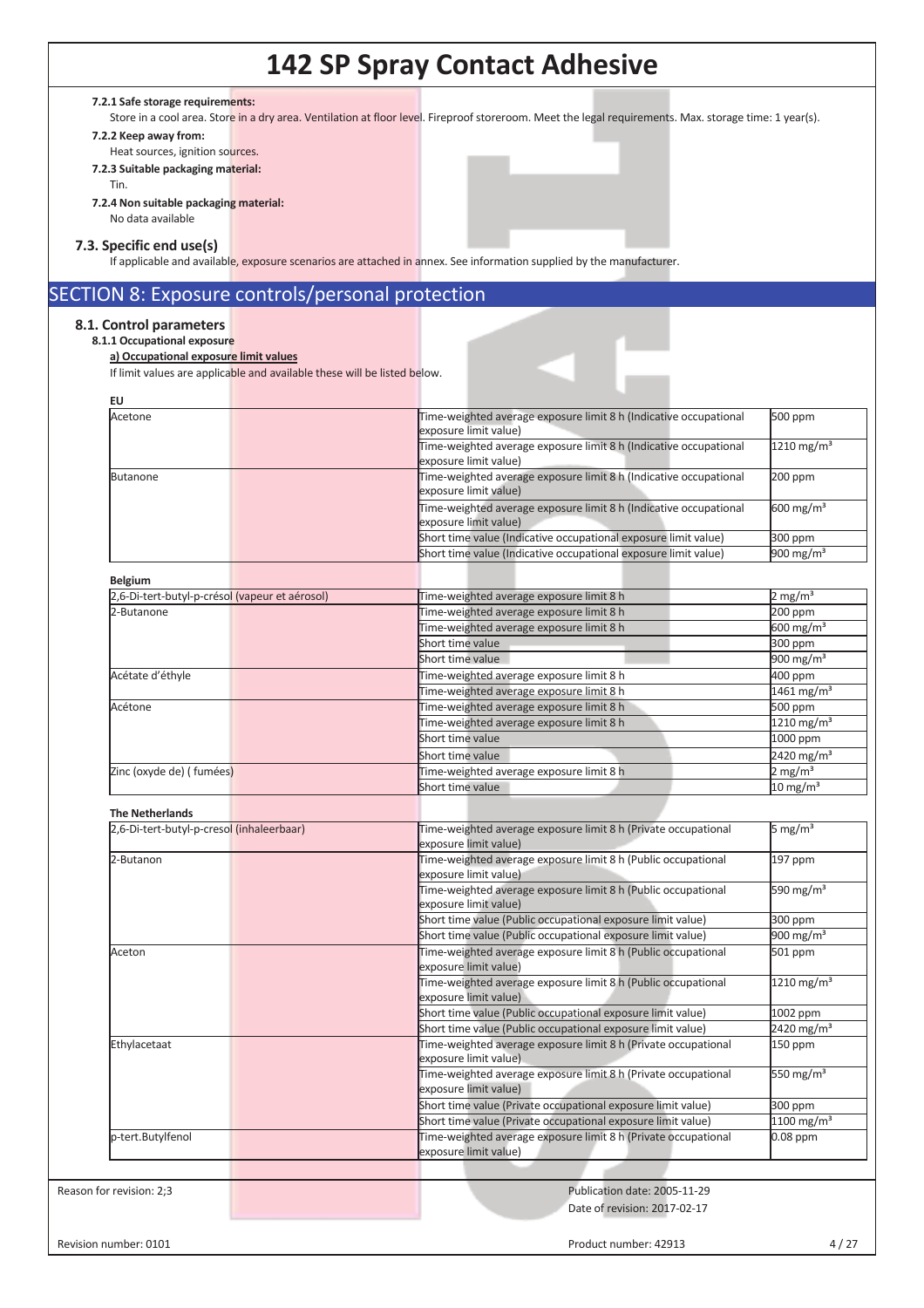#### 7.2.1 Safe storage requirements:

Store in a cool area. Store in a dry area. Ventilation at floor level. Fireproof storeroom. Meet the legal requirements. Max. storage time: 1 year(s).

#### 7.2.2 Keep away from:

Heat sources, ignition sources.

#### 7.2.3 Suitable packaging material:

Tin.

#### 7.2.4 Non suitable packaging material:

No data available

### 7.3. Specific end use(s)

If applicable and available, exposure scenarios are attached in annex. See information supplied by the manufacturer.

## SECTION 8: Exposure controls/personal protection

### 8.1. Control parameters

#### 8.1.1 Occupational exposure

**a) Occupational exposure limit values**

If limit values are applicable and available these will be listed below.

**EU**

| Substance | Limit type | Value |
|---|---|---|
| Acetone | Time-weighted average exposure limit 8 h (Indicative occupational exposure limit value) | 500 ppm |
| | Time-weighted average exposure limit 8 h (Indicative occupational exposure limit value) | 1210 mg/m³ |
| Butanone | Time-weighted average exposure limit 8 h (Indicative occupational exposure limit value) | 200 ppm |
| | Time-weighted average exposure limit 8 h (Indicative occupational exposure limit value) | 600 mg/m³ |
| | Short time value (Indicative occupational exposure limit value) | 300 ppm |
| | Short time value (Indicative occupational exposure limit value) | 900 mg/m³ |

**Belgium**

| Substance | Limit type | Value |
|---|---|---|
| 2,6-Di-tert-butyl-p-crésol (vapeur et aérosol) | Time-weighted average exposure limit 8 h | 2 mg/m³ |
| 2-Butanone | Time-weighted average exposure limit 8 h | 200 ppm |
| | Time-weighted average exposure limit 8 h | 600 mg/m³ |
| | Short time value | 300 ppm |
| | Short time value | 900 mg/m³ |
| Acétate d'éthyle | Time-weighted average exposure limit 8 h | 400 ppm |
| | Time-weighted average exposure limit 8 h | 1461 mg/m³ |
| Acétone | Time-weighted average exposure limit 8 h | 500 ppm |
| | Time-weighted average exposure limit 8 h | 1210 mg/m³ |
| | Short time value | 1000 ppm |
| | Short time value | 2420 mg/m³ |
| Zinc (oxyde de) ( fumées) | Time-weighted average exposure limit 8 h | 2 mg/m³ |
| | Short time value | 10 mg/m³ |

**The Netherlands**

| Substance | Limit type | Value |
|---|---|---|
| 2,6-Di-tert-butyl-p-cresol (inhaleerbaar) | Time-weighted average exposure limit 8 h (Private occupational exposure limit value) | 5 mg/m³ |
| 2-Butanon | Time-weighted average exposure limit 8 h (Public occupational exposure limit value) | 197 ppm |
| | Time-weighted average exposure limit 8 h (Public occupational exposure limit value) | 590 mg/m³ |
| | Short time value (Public occupational exposure limit value) | 300 ppm |
| | Short time value (Public occupational exposure limit value) | 900 mg/m³ |
| Aceton | Time-weighted average exposure limit 8 h (Public occupational exposure limit value) | 501 ppm |
| | Time-weighted average exposure limit 8 h (Public occupational exposure limit value) | 1210 mg/m³ |
| | Short time value (Public occupational exposure limit value) | 1002 ppm |
| | Short time value (Public occupational exposure limit value) | 2420 mg/m³ |
| Ethylacetaat | Time-weighted average exposure limit 8 h (Private occupational exposure limit value) | 150 ppm |
| | Time-weighted average exposure limit 8 h (Private occupational exposure limit value) | 550 mg/m³ |
| | Short time value (Private occupational exposure limit value) | 300 ppm |
| | Short time value (Private occupational exposure limit value) | 1100 mg/m³ |
| p-tert.Butylfenol | Time-weighted average exposure limit 8 h (Private occupational exposure limit value) | 0.08 ppm |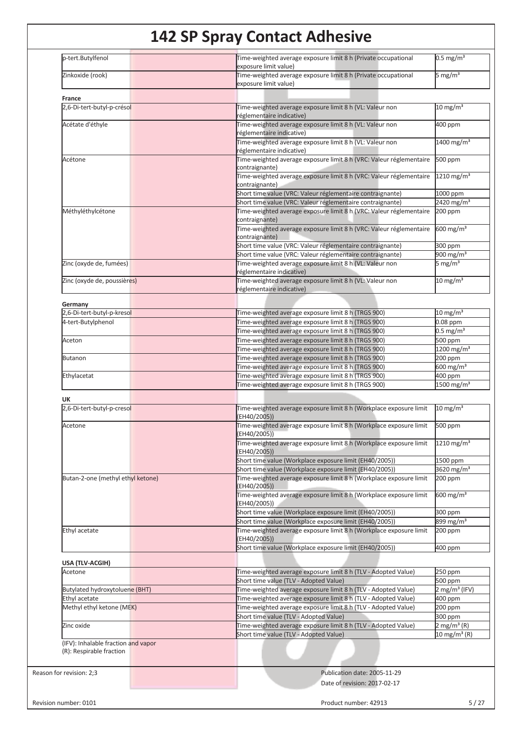| | | |
|---|---|---|
| p-tert.Butylfenol | Time-weighted average exposure limit 8 h (Private occupational exposure limit value) | 0.5 mg/m³ |
| Zinkoxide (rook) | Time-weighted average exposure limit 8 h (Private occupational exposure limit value) | 5 mg/m³ |

**France**

| | | |
|---|---|---|
| 2,6-Di-tert-butyl-p-crésol | Time-weighted average exposure limit 8 h (VL: Valeur non réglementaire indicative) | 10 mg/m³ |
| Acétate d'éthyle | Time-weighted average exposure limit 8 h (VL: Valeur non réglementaire indicative) | 400 ppm |
| | Time-weighted average exposure limit 8 h (VL: Valeur non réglementaire indicative) | 1400 mg/m³ |
| Acétone | Time-weighted average exposure limit 8 h (VRC: Valeur réglementaire contraignante) | 500 ppm |
| | Time-weighted average exposure limit 8 h (VRC: Valeur réglementaire contraignante) | 1210 mg/m³ |
| | Short time value (VRC: Valeur réglementaire contraignante) | 1000 ppm |
| | Short time value (VRC: Valeur réglementaire contraignante) | 2420 mg/m³ |
| Méthyléthylcétone | Time-weighted average exposure limit 8 h (VRC: Valeur réglementaire contraignante) | 200 ppm |
| | Time-weighted average exposure limit 8 h (VRC: Valeur réglementaire contraignante) | 600 mg/m³ |
| | Short time value (VRC: Valeur réglementaire contraignante) | 300 ppm |
| | Short time value (VRC: Valeur réglementaire contraignante) | 900 mg/m³ |
| Zinc (oxyde de, fumées) | Time-weighted average exposure limit 8 h (VL: Valeur non réglementaire indicative) | 5 mg/m³ |
| Zinc (oxyde de, poussières) | Time-weighted average exposure limit 8 h (VL: Valeur non réglementaire indicative) | 10 mg/m³ |

**Germany**

| | | |
|---|---|---|
| 2,6-Di-tert-butyl-p-kresol | Time-weighted average exposure limit 8 h (TRGS 900) | 10 mg/m³ |
| 4-tert-Butylphenol | Time-weighted average exposure limit 8 h (TRGS 900) | 0.08 ppm |
| | Time-weighted average exposure limit 8 h (TRGS 900) | 0.5 mg/m³ |
| Aceton | Time-weighted average exposure limit 8 h (TRGS 900) | 500 ppm |
| | Time-weighted average exposure limit 8 h (TRGS 900) | 1200 mg/m³ |
| Butanon | Time-weighted average exposure limit 8 h (TRGS 900) | 200 ppm |
| | Time-weighted average exposure limit 8 h (TRGS 900) | 600 mg/m³ |
| Ethylacetat | Time-weighted average exposure limit 8 h (TRGS 900) | 400 ppm |
| | Time-weighted average exposure limit 8 h (TRGS 900) | 1500 mg/m³ |

**UK**

| | | |
|---|---|---|
| 2,6-Di-tert-butyl-p-cresol | Time-weighted average exposure limit 8 h (Workplace exposure limit (EH40/2005)) | 10 mg/m³ |
| Acetone | Time-weighted average exposure limit 8 h (Workplace exposure limit (EH40/2005)) | 500 ppm |
| | Time-weighted average exposure limit 8 h (Workplace exposure limit (EH40/2005)) | 1210 mg/m³ |
| | Short time value (Workplace exposure limit (EH40/2005)) | 1500 ppm |
| | Short time value (Workplace exposure limit (EH40/2005)) | 3620 mg/m³ |
| Butan-2-one (methyl ethyl ketone) | Time-weighted average exposure limit 8 h (Workplace exposure limit (EH40/2005)) | 200 ppm |
| | Time-weighted average exposure limit 8 h (Workplace exposure limit (EH40/2005)) | 600 mg/m³ |
| | Short time value (Workplace exposure limit (EH40/2005)) | 300 ppm |
| | Short time value (Workplace exposure limit (EH40/2005)) | 899 mg/m³ |
| Ethyl acetate | Time-weighted average exposure limit 8 h (Workplace exposure limit (EH40/2005)) | 200 ppm |
| | Short time value (Workplace exposure limit (EH40/2005)) | 400 ppm |

**USA (TLV-ACGIH)**

| | | |
|---|---|---|
| Acetone | Time-weighted average exposure limit 8 h (TLV - Adopted Value) | 250 ppm |
| | Short time value (TLV - Adopted Value) | 500 ppm |
| Butylated hydroxytoluene (BHT) | Time-weighted average exposure limit 8 h (TLV - Adopted Value) | 2 mg/m³ (IFV) |
| Ethyl acetate | Time-weighted average exposure limit 8 h (TLV - Adopted Value) | 400 ppm |
| Methyl ethyl ketone (MEK) | Time-weighted average exposure limit 8 h (TLV - Adopted Value) | 200 ppm |
| | Short time value (TLV - Adopted Value) | 300 ppm |
| Zinc oxide | Time-weighted average exposure limit 8 h (TLV - Adopted Value) | 2 mg/m³ (R) |
| | Short time value (TLV - Adopted Value) | 10 mg/m³ (R) |

(IFV): Inhalable fraction and vapor
(R): Respirable fraction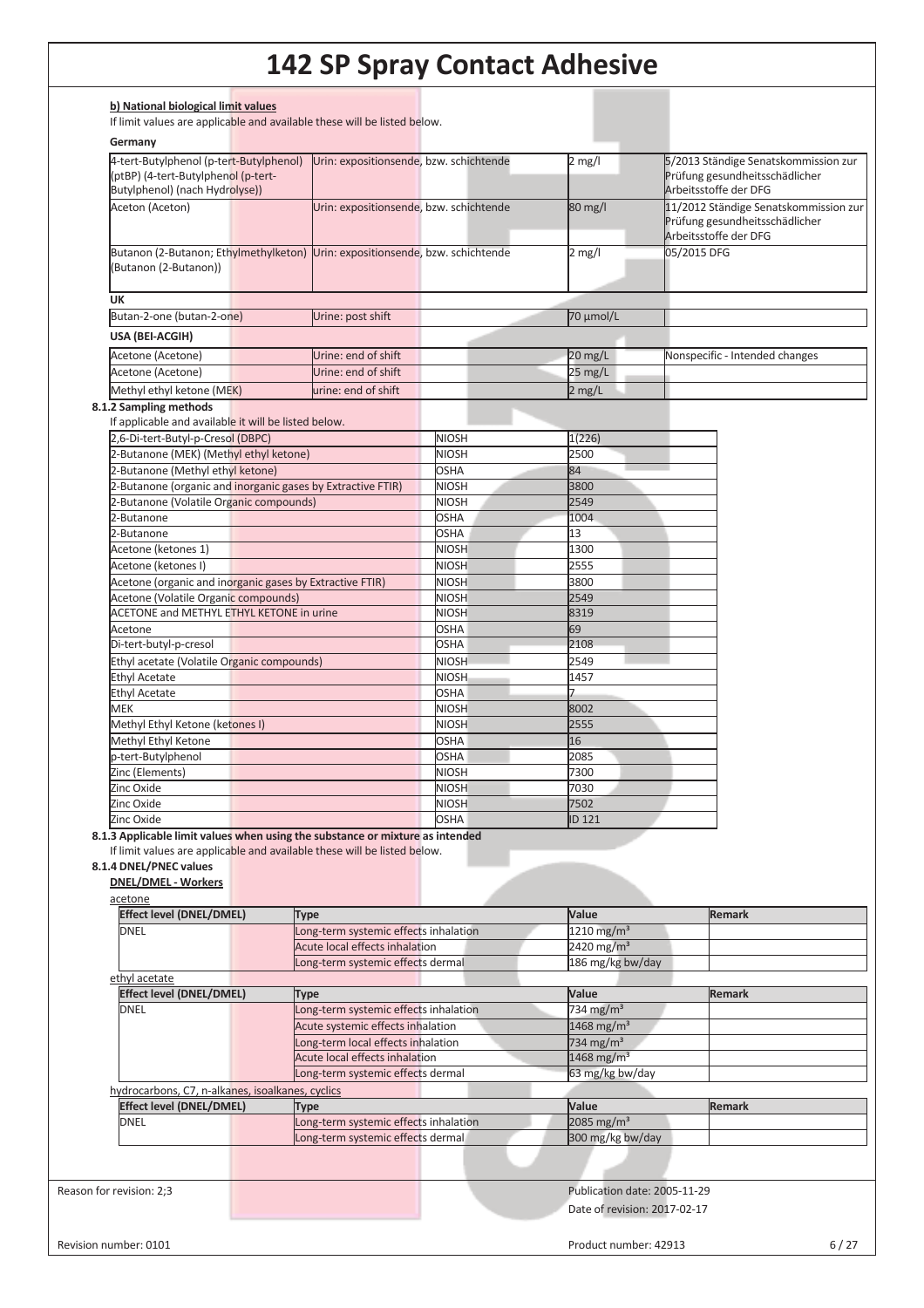**b) National biological limit values**

If limit values are applicable and available these will be listed below.

**Germany**

| | | | |
|---|---|---|---|
| 4-tert-Butylphenol (p-tert-Butylphenol) (ptBP) (4-tert-Butylphenol (p-tert-Butylphenol) (nach Hydrolyse)) | Urin: expositionsende, bzw. schichtende | 2 mg/l | 5/2013 Ständige Senatskommission zur Prüfung gesundheitsschädlicher Arbeitsstoffe der DFG |
| Aceton (Aceton) | Urin: expositionsende, bzw. schichtende | 80 mg/l | 11/2012 Ständige Senatskommission zur Prüfung gesundheitsschädlicher Arbeitsstoffe der DFG |
| Butanon (2-Butanon; Ethylmethylketon) (Butanon (2-Butanon)) | Urin: expositionsende, bzw. schichtende | 2 mg/l | 05/2015 DFG |

**UK**

| | | | |
|---|---|---|---|
| Butan-2-one (butan-2-one) | Urine: post shift | 70 µmol/L | |

**USA (BEI-ACGIH)**

| | | | |
|---|---|---|---|
| Acetone (Acetone) | Urine: end of shift | 20 mg/L | Nonspecific - Intended changes |
| Acetone (Acetone) | Urine: end of shift | 25 mg/L | |
| Methyl ethyl ketone (MEK) | urine: end of shift | 2 mg/L | |

**8.1.2 Sampling methods**

If applicable and available it will be listed below.

| | | |
|---|---|---|
| 2,6-Di-tert-Butyl-p-Cresol (DBPC) | NIOSH | 1(226) |
| 2-Butanone (MEK) (Methyl ethyl ketone) | NIOSH | 2500 |
| 2-Butanone (Methyl ethyl ketone) | OSHA | 84 |
| 2-Butanone (organic and inorganic gases by Extractive FTIR) | NIOSH | 3800 |
| 2-Butanone (Volatile Organic compounds) | NIOSH | 2549 |
| 2-Butanone | OSHA | 1004 |
| 2-Butanone | OSHA | 13 |
| Acetone (ketones 1) | NIOSH | 1300 |
| Acetone (ketones I) | NIOSH | 2555 |
| Acetone (organic and inorganic gases by Extractive FTIR) | NIOSH | 3800 |
| Acetone (Volatile Organic compounds) | NIOSH | 2549 |
| ACETONE and METHYL ETHYL KETONE in urine | NIOSH | 8319 |
| Acetone | OSHA | 69 |
| Di-tert-butyl-p-cresol | OSHA | 2108 |
| Ethyl acetate (Volatile Organic compounds) | NIOSH | 2549 |
| Ethyl Acetate | NIOSH | 1457 |
| Ethyl Acetate | OSHA | 7 |
| MEK | NIOSH | 8002 |
| Methyl Ethyl Ketone (ketones I) | NIOSH | 2555 |
| Methyl Ethyl Ketone | OSHA | 16 |
| p-tert-Butylphenol | OSHA | 2085 |
| Zinc (Elements) | NIOSH | 7300 |
| Zinc Oxide | NIOSH | 7030 |
| Zinc Oxide | NIOSH | 7502 |
| Zinc Oxide | OSHA | ID 121 |

**8.1.3 Applicable limit values when using the substance or mixture as intended**

If limit values are applicable and available these will be listed below.

**8.1.4 DNEL/PNEC values**

**DNEL/DMEL - Workers**

acetone

| Effect level (DNEL/DMEL) | Type | Value | Remark |
|---|---|---|---|
| DNEL | Long-term systemic effects inhalation | 1210 mg/m³ | |
| | Acute local effects inhalation | 2420 mg/m³ | |
| | Long-term systemic effects dermal | 186 mg/kg bw/day | |

ethyl acetate

| Effect level (DNEL/DMEL) | Type | Value | Remark |
|---|---|---|---|
| DNEL | Long-term systemic effects inhalation | 734 mg/m³ | |
| | Acute systemic effects inhalation | 1468 mg/m³ | |
| | Long-term local effects inhalation | 734 mg/m³ | |
| | Acute local effects inhalation | 1468 mg/m³ | |
| | Long-term systemic effects dermal | 63 mg/kg bw/day | |

hydrocarbons, C7, n-alkanes, isoalkanes, cyclics

| Effect level (DNEL/DMEL) | Type | Value | Remark |
|---|---|---|---|
| DNEL | Long-term systemic effects inhalation | 2085 mg/m³ | |
| | Long-term systemic effects dermal | 300 mg/kg bw/day | |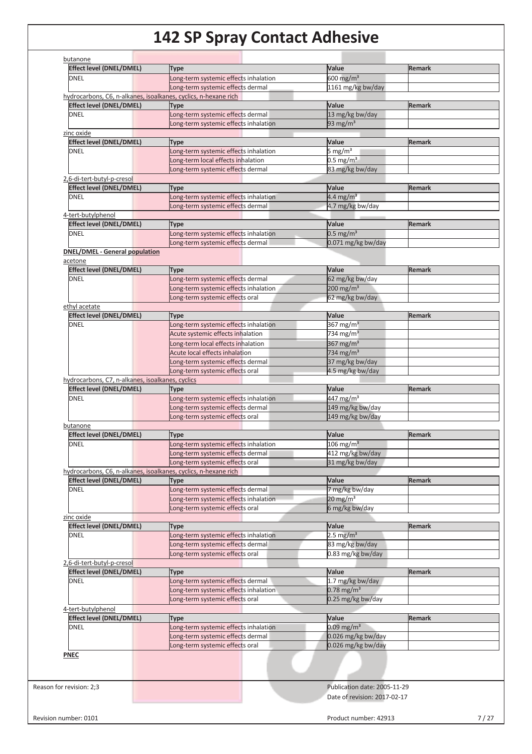butanone

| Effect level (DNEL/DMEL) | Type | Value | Remark |
|---|---|---|---|
| DNEL | Long-term systemic effects inhalation | 600 mg/m³ | |
| | Long-term systemic effects dermal | 1161 mg/kg bw/day | |

hydrocarbons, C6, n-alkanes, isoalkanes, cyclics, n-hexane rich

| Effect level (DNEL/DMEL) | Type | Value | Remark |
|---|---|---|---|
| DNEL | Long-term systemic effects dermal | 13 mg/kg bw/day | |
| | Long-term systemic effects inhalation | 93 mg/m³ | |

zinc oxide

| Effect level (DNEL/DMEL) | Type | Value | Remark |
|---|---|---|---|
| DNEL | Long-term systemic effects inhalation | 5 mg/m³ | |
| | Long-term local effects inhalation | 0.5 mg/m³ | |
| | Long-term systemic effects dermal | 83 mg/kg bw/day | |

2,6-di-tert-butyl-p-cresol

| Effect level (DNEL/DMEL) | Type | Value | Remark |
|---|---|---|---|
| DNEL | Long-term systemic effects inhalation | 4.4 mg/m³ | |
| | Long-term systemic effects dermal | 4.7 mg/kg bw/day | |

4-tert-butylphenol

| Effect level (DNEL/DMEL) | Type | Value | Remark |
|---|---|---|---|
| DNEL | Long-term systemic effects inhalation | 0.5 mg/m³ | |
| | Long-term systemic effects dermal | 0.071 mg/kg bw/day | |

**DNEL/DMEL - General population**

acetone

| Effect level (DNEL/DMEL) | Type | Value | Remark |
|---|---|---|---|
| DNEL | Long-term systemic effects dermal | 62 mg/kg bw/day | |
| | Long-term systemic effects inhalation | 200 mg/m³ | |
| | Long-term systemic effects oral | 62 mg/kg bw/day | |

ethyl acetate

| Effect level (DNEL/DMEL) | Type | Value | Remark |
|---|---|---|---|
| DNEL | Long-term systemic effects inhalation | 367 mg/m³ | |
| | Acute systemic effects inhalation | 734 mg/m³ | |
| | Long-term local effects inhalation | 367 mg/m³ | |
| | Acute local effects inhalation | 734 mg/m³ | |
| | Long-term systemic effects dermal | 37 mg/kg bw/day | |
| | Long-term systemic effects oral | 4.5 mg/kg bw/day | |

hydrocarbons, C7, n-alkanes, isoalkanes, cyclics

| Effect level (DNEL/DMEL) | Type | Value | Remark |
|---|---|---|---|
| DNEL | Long-term systemic effects inhalation | 447 mg/m³ | |
| | Long-term systemic effects dermal | 149 mg/kg bw/day | |
| | Long-term systemic effects oral | 149 mg/kg bw/day | |

butanone

| Effect level (DNEL/DMEL) | Type | Value | Remark |
|---|---|---|---|
| DNEL | Long-term systemic effects inhalation | 106 mg/m³ | |
| | Long-term systemic effects dermal | 412 mg/kg bw/day | |
| | Long-term systemic effects oral | 31 mg/kg bw/day | |

hydrocarbons, C6, n-alkanes, isoalkanes, cyclics, n-hexane rich

| Effect level (DNEL/DMEL) | Type | Value | Remark |
|---|---|---|---|
| DNEL | Long-term systemic effects dermal | 7 mg/kg bw/day | |
| | Long-term systemic effects inhalation | 20 mg/m³ | |
| | Long-term systemic effects oral | 6 mg/kg bw/day | |

zinc oxide

| Effect level (DNEL/DMEL) | Type | Value | Remark |
|---|---|---|---|
| DNEL | Long-term systemic effects inhalation | 2.5 mg/m³ | |
| | Long-term systemic effects dermal | 83 mg/kg bw/day | |
| | Long-term systemic effects oral | 0.83 mg/kg bw/day | |

2,6-di-tert-butyl-p-cresol

| Effect level (DNEL/DMEL) | Type | Value | Remark |
|---|---|---|---|
| DNEL | Long-term systemic effects dermal | 1.7 mg/kg bw/day | |
| | Long-term systemic effects inhalation | 0.78 mg/m³ | |
| | Long-term systemic effects oral | 0.25 mg/kg bw/day | |

4-tert-butylphenol

| Effect level (DNEL/DMEL) | Type | Value | Remark |
|---|---|---|---|
| DNEL | Long-term systemic effects inhalation | 0.09 mg/m³ | |
| | Long-term systemic effects dermal | 0.026 mg/kg bw/day | |
| | Long-term systemic effects oral | 0.026 mg/kg bw/day | |

**PNEC**

Reason for revision: 2;3

Publication date: 2005-11-29
Date of revision: 2017-02-17

Revision number: 0101

Product number: 42913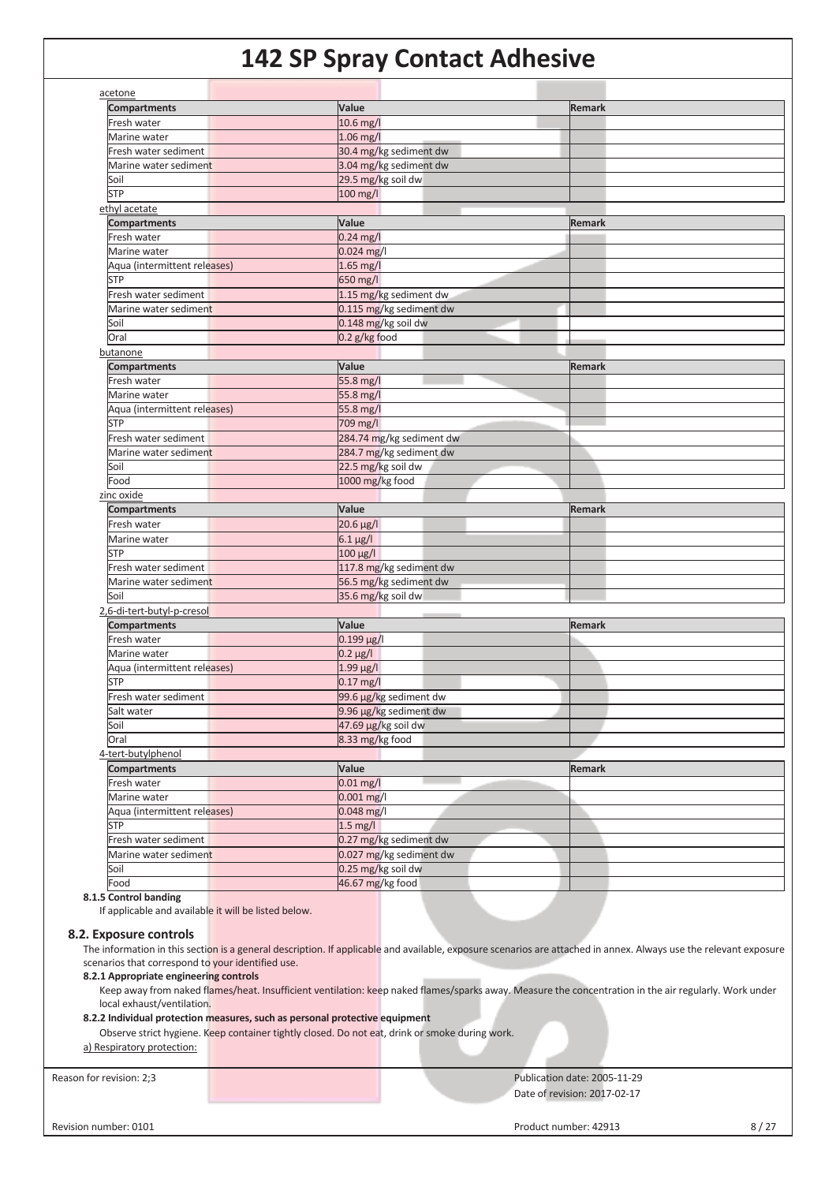acetone

| Compartments | Value | Remark |
| --- | --- | --- |
| Fresh water | 10.6 mg/l | |
| Marine water | 1.06 mg/l | |
| Fresh water sediment | 30.4 mg/kg sediment dw | |
| Marine water sediment | 3.04 mg/kg sediment dw | |
| Soil | 29.5 mg/kg soil dw | |
| STP | 100 mg/l | |

ethyl acetate

| Compartments | Value | Remark |
| --- | --- | --- |
| Fresh water | 0.24 mg/l | |
| Marine water | 0.024 mg/l | |
| Aqua (intermittent releases) | 1.65 mg/l | |
| STP | 650 mg/l | |
| Fresh water sediment | 1.15 mg/kg sediment dw | |
| Marine water sediment | 0.115 mg/kg sediment dw | |
| Soil | 0.148 mg/kg soil dw | |
| Oral | 0.2 g/kg food | |

butanone

| Compartments | Value | Remark |
| --- | --- | --- |
| Fresh water | 55.8 mg/l | |
| Marine water | 55.8 mg/l | |
| Aqua (intermittent releases) | 55.8 mg/l | |
| STP | 709 mg/l | |
| Fresh water sediment | 284.74 mg/kg sediment dw | |
| Marine water sediment | 284.7 mg/kg sediment dw | |
| Soil | 22.5 mg/kg soil dw | |
| Food | 1000 mg/kg food | |

zinc oxide

| Compartments | Value | Remark |
| --- | --- | --- |
| Fresh water | 20.6 µg/l | |
| Marine water | 6.1 µg/l | |
| STP | 100 µg/l | |
| Fresh water sediment | 117.8 mg/kg sediment dw | |
| Marine water sediment | 56.5 mg/kg sediment dw | |
| Soil | 35.6 mg/kg soil dw | |

2,6-di-tert-butyl-p-cresol

| Compartments | Value | Remark |
| --- | --- | --- |
| Fresh water | 0.199 µg/l | |
| Marine water | 0.2 µg/l | |
| Aqua (intermittent releases) | 1.99 µg/l | |
| STP | 0.17 mg/l | |
| Fresh water sediment | 99.6 µg/kg sediment dw | |
| Salt water | 9.96 µg/kg sediment dw | |
| Soil | 47.69 µg/kg soil dw | |
| Oral | 8.33 mg/kg food | |

4-tert-butylphenol

| Compartments | Value | Remark |
| --- | --- | --- |
| Fresh water | 0.01 mg/l | |
| Marine water | 0.001 mg/l | |
| Aqua (intermittent releases) | 0.048 mg/l | |
| STP | 1.5 mg/l | |
| Fresh water sediment | 0.27 mg/kg sediment dw | |
| Marine water sediment | 0.027 mg/kg sediment dw | |
| Soil | 0.25 mg/kg soil dw | |
| Food | 46.67 mg/kg food | |

#### 8.1.5 Control banding

If applicable and available it will be listed below.

### 8.2. Exposure controls

The information in this section is a general description. If applicable and available, exposure scenarios are attached in annex. Always use the relevant exposure scenarios that correspond to your identified use.

#### 8.2.1 Appropriate engineering controls

Keep away from naked flames/heat. Insufficient ventilation: keep naked flames/sparks away. Measure the concentration in the air regularly. Work under local exhaust/ventilation.

#### 8.2.2 Individual protection measures, such as personal protective equipment

Observe strict hygiene. Keep container tightly closed. Do not eat, drink or smoke during work.

a) Respiratory protection: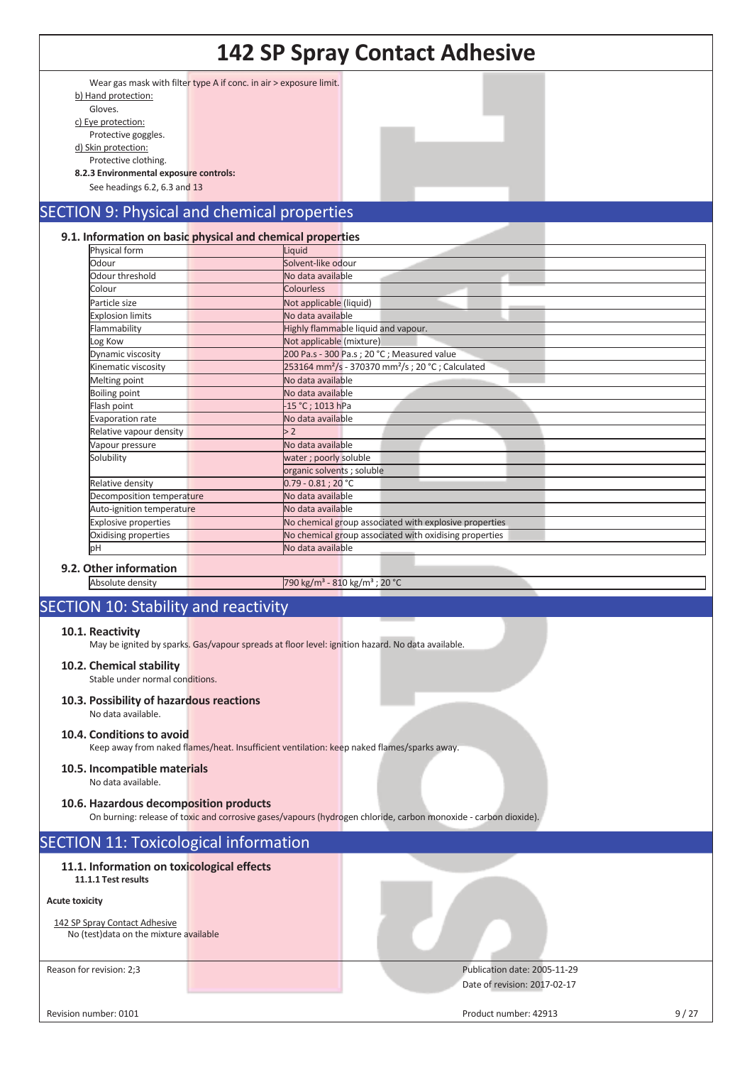Wear gas mask with filter type A if conc. in air > exposure limit.

b) Hand protection:

Gloves.

c) Eye protection:

Protective goggles.

d) Skin protection:

Protective clothing.

**8.2.3 Environmental exposure controls:**

See headings 6.2, 6.3 and 13

## SECTION 9: Physical and chemical properties

### 9.1. Information on basic physical and chemical properties

| | |
|---|---|
| Physical form | Liquid |
| Odour | Solvent-like odour |
| Odour threshold | No data available |
| Colour | Colourless |
| Particle size | Not applicable (liquid) |
| Explosion limits | No data available |
| Flammability | Highly flammable liquid and vapour. |
| Log Kow | Not applicable (mixture) |
| Dynamic viscosity | 200 Pa.s - 300 Pa.s ; 20 °C ; Measured value |
| Kinematic viscosity | 253164 $mm^2/s$ - 370370 $mm^2/s$ ; 20 °C ; Calculated |
| Melting point | No data available |
| Boiling point | No data available |
| Flash point | -15 °C ; 1013 hPa |
| Evaporation rate | No data available |
| Relative vapour density | > 2 |
| Vapour pressure | No data available |
| Solubility | water ; poorly soluble |
| | organic solvents ; soluble |
| Relative density | 0.79 - 0.81 ; 20 °C |
| Decomposition temperature | No data available |
| Auto-ignition temperature | No data available |
| Explosive properties | No chemical group associated with explosive properties |
| Oxidising properties | No chemical group associated with oxidising properties |
| pH | No data available |

### 9.2. Other information

| | |
|---|---|
| Absolute density | 790 $kg/m^3$ - 810 $kg/m^3$ ; 20 °C |

## SECTION 10: Stability and reactivity

### 10.1. Reactivity

May be ignited by sparks. Gas/vapour spreads at floor level: ignition hazard. No data available.

### 10.2. Chemical stability

Stable under normal conditions.

### 10.3. Possibility of hazardous reactions

No data available.

### 10.4. Conditions to avoid

Keep away from naked flames/heat. Insufficient ventilation: keep naked flames/sparks away.

### 10.5. Incompatible materials

No data available.

### 10.6. Hazardous decomposition products

On burning: release of toxic and corrosive gases/vapours (hydrogen chloride, carbon monoxide - carbon dioxide).

## SECTION 11: Toxicological information

### 11.1. Information on toxicological effects

**11.1.1 Test results**

**Acute toxicity**

142 SP Spray Contact Adhesive

No (test)data on the mixture available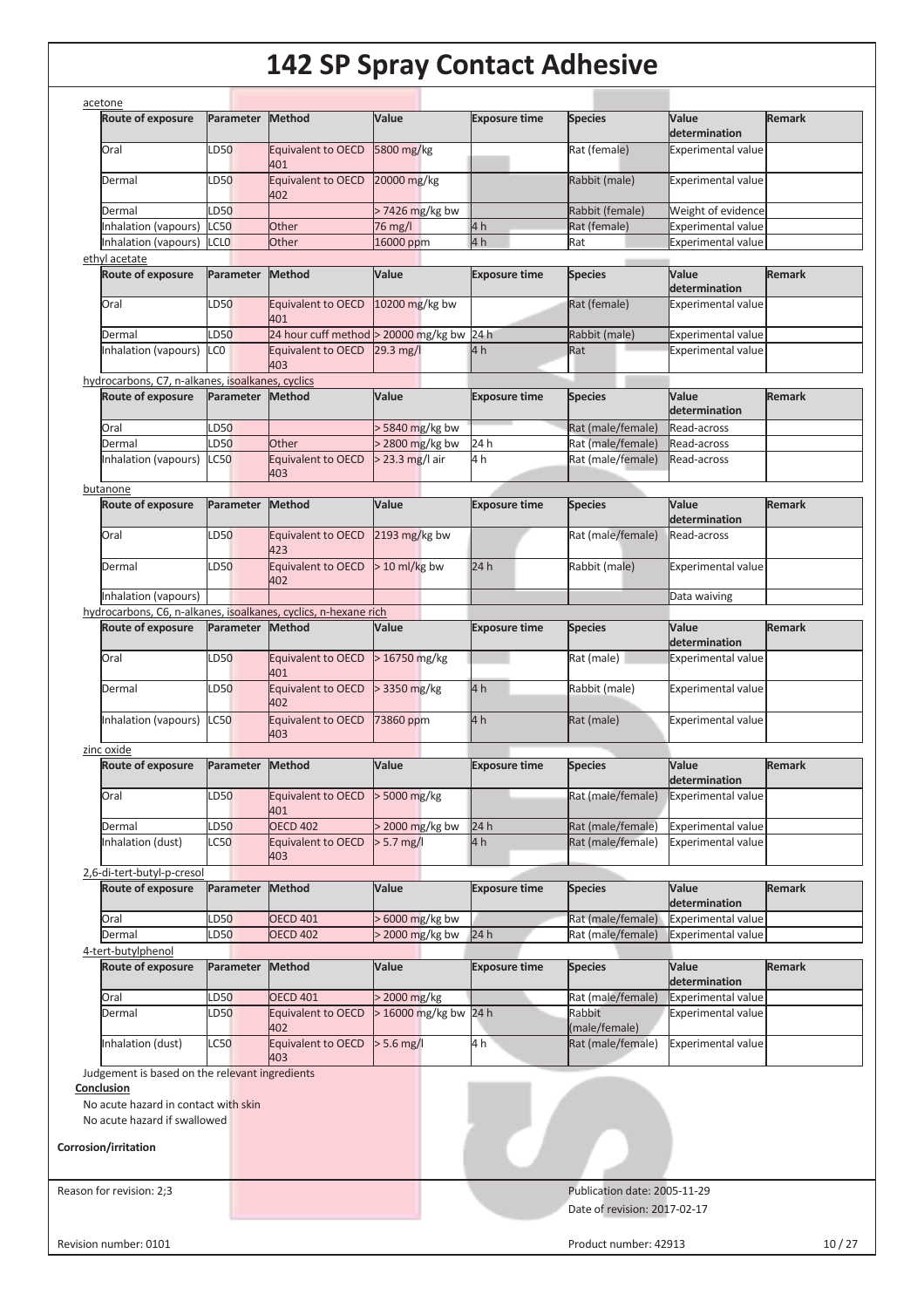acetone

| Route of exposure | Parameter | Method | Value | Exposure time | Species | Value determination | Remark |
|---|---|---|---|---|---|---|---|
| Oral | LD50 | Equivalent to OECD 401 | 5800 mg/kg | | Rat (female) | Experimental value | |
| Dermal | LD50 | Equivalent to OECD 402 | 20000 mg/kg | | Rabbit (male) | Experimental value | |
| Dermal | LD50 | | > 7426 mg/kg bw | | Rabbit (female) | Weight of evidence | |
| Inhalation (vapours) | LC50 | Other | 76 mg/l | 4 h | Rat (female) | Experimental value | |
| Inhalation (vapours) | LCL0 | Other | 16000 ppm | 4 h | Rat | Experimental value | |

ethyl acetate

| Route of exposure | Parameter | Method | Value | Exposure time | Species | Value determination | Remark |
|---|---|---|---|---|---|---|---|
| Oral | LD50 | Equivalent to OECD 401 | 10200 mg/kg bw | | Rat (female) | Experimental value | |
| Dermal | LD50 | 24 hour cuff method | > 20000 mg/kg bw | 24 h | Rabbit (male) | Experimental value | |
| Inhalation (vapours) | LC0 | Equivalent to OECD 403 | 29.3 mg/l | 4 h | Rat | Experimental value | |

hydrocarbons, C7, n-alkanes, isoalkanes, cyclics

| Route of exposure | Parameter | Method | Value | Exposure time | Species | Value determination | Remark |
|---|---|---|---|---|---|---|---|
| Oral | LD50 | | > 5840 mg/kg bw | | Rat (male/female) | Read-across | |
| Dermal | LD50 | Other | > 2800 mg/kg bw | 24 h | Rat (male/female) | Read-across | |
| Inhalation (vapours) | LC50 | Equivalent to OECD 403 | > 23.3 mg/l air | 4 h | Rat (male/female) | Read-across | |

butanone

| Route of exposure | Parameter | Method | Value | Exposure time | Species | Value determination | Remark |
|---|---|---|---|---|---|---|---|
| Oral | LD50 | Equivalent to OECD 423 | 2193 mg/kg bw | | Rat (male/female) | Read-across | |
| Dermal | LD50 | Equivalent to OECD 402 | > 10 ml/kg bw | 24 h | Rabbit (male) | Experimental value | |
| Inhalation (vapours) | | | | | | Data waiving | |

hydrocarbons, C6, n-alkanes, isoalkanes, cyclics, n-hexane rich

| Route of exposure | Parameter | Method | Value | Exposure time | Species | Value determination | Remark |
|---|---|---|---|---|---|---|---|
| Oral | LD50 | Equivalent to OECD 401 | > 16750 mg/kg | | Rat (male) | Experimental value | |
| Dermal | LD50 | Equivalent to OECD 402 | > 3350 mg/kg | 4 h | Rabbit (male) | Experimental value | |
| Inhalation (vapours) | LC50 | Equivalent to OECD 403 | 73860 ppm | 4 h | Rat (male) | Experimental value | |

zinc oxide

| Route of exposure | Parameter | Method | Value | Exposure time | Species | Value determination | Remark |
|---|---|---|---|---|---|---|---|
| Oral | LD50 | Equivalent to OECD 401 | > 5000 mg/kg | | Rat (male/female) | Experimental value | |
| Dermal | LD50 | OECD 402 | > 2000 mg/kg bw | 24 h | Rat (male/female) | Experimental value | |
| Inhalation (dust) | LC50 | Equivalent to OECD 403 | > 5.7 mg/l | 4 h | Rat (male/female) | Experimental value | |

2,6-di-tert-butyl-p-cresol

| Route of exposure | Parameter | Method | Value | Exposure time | Species | Value determination | Remark |
|---|---|---|---|---|---|---|---|
| Oral | LD50 | OECD 401 | > 6000 mg/kg bw | | Rat (male/female) | Experimental value | |
| Dermal | LD50 | OECD 402 | > 2000 mg/kg bw | 24 h | Rat (male/female) | Experimental value | |

4-tert-butylphenol

| Route of exposure | Parameter | Method | Value | Exposure time | Species | Value determination | Remark |
|---|---|---|---|---|---|---|---|
| Oral | LD50 | OECD 401 | > 2000 mg/kg | | Rat (male/female) | Experimental value | |
| Dermal | LD50 | Equivalent to OECD 402 | > 16000 mg/kg bw | 24 h | Rabbit (male/female) | Experimental value | |
| Inhalation (dust) | LC50 | Equivalent to OECD 403 | > 5.6 mg/l | 4 h | Rat (male/female) | Experimental value | |

Judgement is based on the relevant ingredients

**Conclusion**

No acute hazard in contact with skin

No acute hazard if swallowed

**Corrosion/irritation**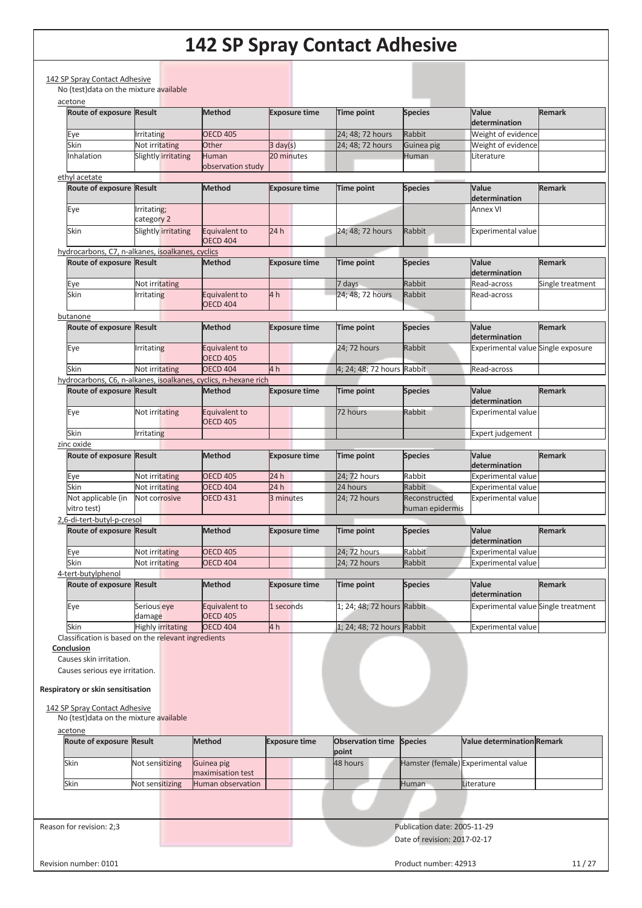142 SP Spray Contact Adhesive

No (test)data on the mixture available

acetone

| Route of exposure | Result | Method | Exposure time | Time point | Species | Value determination | Remark |
|---|---|---|---|---|---|---|---|
| Eye | Irritating | OECD 405 | | 24; 48; 72 hours | Rabbit | Weight of evidence | |
| Skin | Not irritating | Other | 3 day(s) | 24; 48; 72 hours | Guinea pig | Weight of evidence | |
| Inhalation | Slightly irritating | Human observation study | 20 minutes | | Human | Literature | |

ethyl acetate

| Route of exposure | Result | Method | Exposure time | Time point | Species | Value determination | Remark |
|---|---|---|---|---|---|---|---|
| Eye | Irritating; category 2 | | | | | Annex VI | |
| Skin | Slightly irritating | Equivalent to OECD 404 | 24 h | 24; 48; 72 hours | Rabbit | Experimental value | |

hydrocarbons, C7, n-alkanes, isoalkanes, cyclics

| Route of exposure | Result | Method | Exposure time | Time point | Species | Value determination | Remark |
|---|---|---|---|---|---|---|---|
| Eye | Not irritating | | | 7 days | Rabbit | Read-across | Single treatment |
| Skin | Irritating | Equivalent to OECD 404 | 4 h | 24; 48; 72 hours | Rabbit | Read-across | |

butanone

| Route of exposure | Result | Method | Exposure time | Time point | Species | Value determination | Remark |
|---|---|---|---|---|---|---|---|
| Eye | Irritating | Equivalent to OECD 405 | | 24; 72 hours | Rabbit | Experimental value | Single exposure |
| Skin | Not irritating | OECD 404 | 4 h | 4; 24; 48; 72 hours | Rabbit | Read-across | |

hydrocarbons, C6, n-alkanes, isoalkanes, cyclics, n-hexane rich

| Route of exposure | Result | Method | Exposure time | Time point | Species | Value determination | Remark |
|---|---|---|---|---|---|---|---|
| Eye | Not irritating | Equivalent to OECD 405 | | 72 hours | Rabbit | Experimental value | |
| Skin | Irritating | | | | | Expert judgement | |

zinc oxide

| Route of exposure | Result | Method | Exposure time | Time point | Species | Value determination | Remark |
|---|---|---|---|---|---|---|---|
| Eye | Not irritating | OECD 405 | 24 h | 24; 72 hours | Rabbit | Experimental value | |
| Skin | Not irritating | OECD 404 | 24 h | 24 hours | Rabbit | Experimental value | |
| Not applicable (in vitro test) | Not corrosive | OECD 431 | 3 minutes | 24; 72 hours | Reconstructed human epidermis | Experimental value | |

2,6-di-tert-butyl-p-cresol

| Route of exposure | Result | Method | Exposure time | Time point | Species | Value determination | Remark |
|---|---|---|---|---|---|---|---|
| Eye | Not irritating | OECD 405 | | 24; 72 hours | Rabbit | Experimental value | |
| Skin | Not irritating | OECD 404 | | 24; 72 hours | Rabbit | Experimental value | |

4-tert-butylphenol

| Route of exposure | Result | Method | Exposure time | Time point | Species | Value determination | Remark |
|---|---|---|---|---|---|---|---|
| Eye | Serious eye damage | Equivalent to OECD 405 | 1 seconds | 1; 24; 48; 72 hours | Rabbit | Experimental value | Single treatment |
| Skin | Highly irritating | OECD 404 | 4 h | 1; 24; 48; 72 hours | Rabbit | Experimental value | |

Classification is based on the relevant ingredients

**Conclusion**

Causes skin irritation.

Causes serious eye irritation.

**Respiratory or skin sensitisation**

142 SP Spray Contact Adhesive

No (test)data on the mixture available

acetone

| Route of exposure | Result | Method | Exposure time | Observation time point | Species | Value determination | Remark |
|---|---|---|---|---|---|---|---|
| Skin | Not sensitizing | Guinea pig maximisation test | | 48 hours | Hamster (female) | Experimental value | |
| Skin | Not sensitizing | Human observation | | | Human | Literature | |

Reason for revision: 2;3

Publication date: 2005-11-29

Date of revision: 2017-02-17

Revision number: 0101

Product number: 42913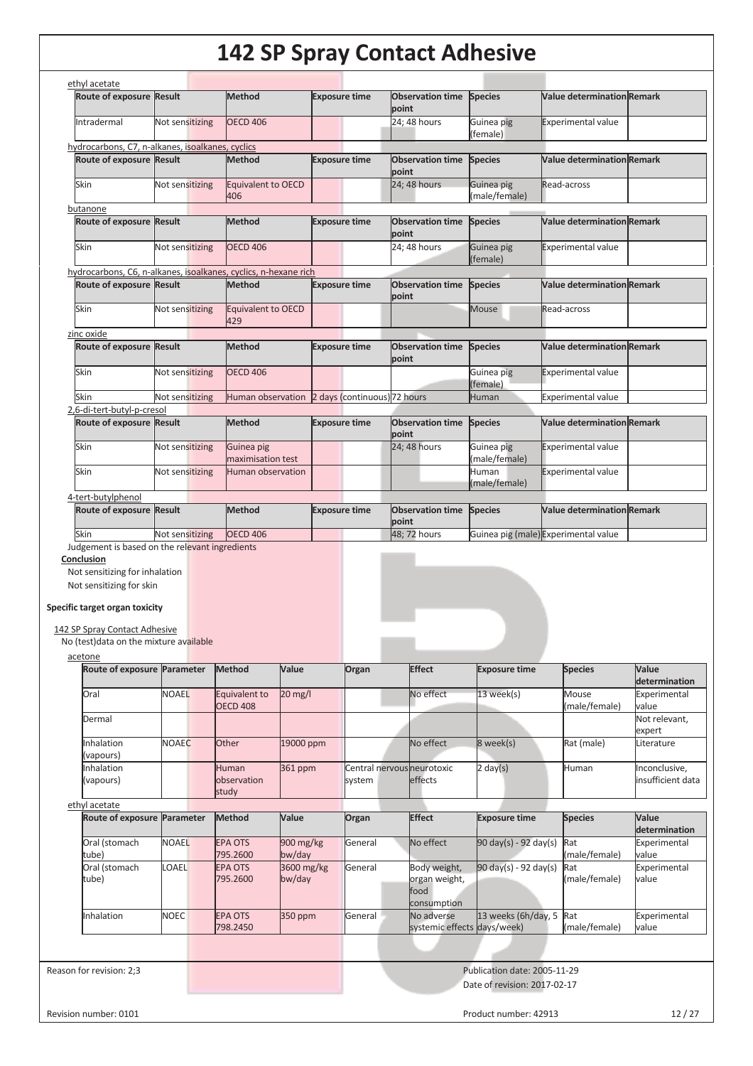ethyl acetate

| Route of exposure | Result | Method | Exposure time | Observation time point | Species | Value determination | Remark |
|---|---|---|---|---|---|---|---|
| Intradermal | Not sensitizing | OECD 406 | | 24; 48 hours | Guinea pig (female) | Experimental value | |

hydrocarbons, C7, n-alkanes, isoalkanes, cyclics

| Route of exposure | Result | Method | Exposure time | Observation time point | Species | Value determination | Remark |
|---|---|---|---|---|---|---|---|
| Skin | Not sensitizing | Equivalent to OECD 406 | | 24; 48 hours | Guinea pig (male/female) | Read-across | |

butanone

| Route of exposure | Result | Method | Exposure time | Observation time point | Species | Value determination | Remark |
|---|---|---|---|---|---|---|---|
| Skin | Not sensitizing | OECD 406 | | 24; 48 hours | Guinea pig (female) | Experimental value | |

hydrocarbons, C6, n-alkanes, isoalkanes, cyclics, n-hexane rich

| Route of exposure | Result | Method | Exposure time | Observation time point | Species | Value determination | Remark |
|---|---|---|---|---|---|---|---|
| Skin | Not sensitizing | Equivalent to OECD 429 | | | Mouse | Read-across | |

zinc oxide

| Route of exposure | Result | Method | Exposure time | Observation time point | Species | Value determination | Remark |
|---|---|---|---|---|---|---|---|
| Skin | Not sensitizing | OECD 406 | | | Guinea pig (female) | Experimental value | |
| Skin | Not sensitizing | Human observation | 2 days (continuous) | 72 hours | Human | Experimental value | |

2,6-di-tert-butyl-p-cresol

| Route of exposure | Result | Method | Exposure time | Observation time point | Species | Value determination | Remark |
|---|---|---|---|---|---|---|---|
| Skin | Not sensitizing | Guinea pig maximisation test | | 24; 48 hours | Guinea pig (male/female) | Experimental value | |
| Skin | Not sensitizing | Human observation | | | Human (male/female) | Experimental value | |

4-tert-butylphenol

| Route of exposure | Result | Method | Exposure time | Observation time point | Species | Value determination | Remark |
|---|---|---|---|---|---|---|---|
| Skin | Not sensitizing | OECD 406 | | 48; 72 hours | Guinea pig (male) | Experimental value | |

Judgement is based on the relevant ingredients

**Conclusion**

Not sensitizing for inhalation

Not sensitizing for skin

**Specific target organ toxicity**

142 SP Spray Contact Adhesive

No (test)data on the mixture available

acetone

| Route of exposure | Parameter | Method | Value | Organ | Effect | Exposure time | Species | Value determination |
|---|---|---|---|---|---|---|---|---|
| Oral | NOAEL | Equivalent to OECD 408 | 20 mg/l | | No effect | 13 week(s) | Mouse (male/female) | Experimental value |
| Dermal | | | | | | | | Not relevant, expert |
| Inhalation (vapours) | NOAEC | Other | 19000 ppm | | No effect | 8 week(s) | Rat (male) | Literature |
| Inhalation (vapours) | | Human observation study | 361 ppm | Central nervous system | neurotoxic effects | 2 day(s) | Human | Inconclusive, insufficient data |

ethyl acetate

| Route of exposure | Parameter | Method | Value | Organ | Effect | Exposure time | Species | Value determination |
|---|---|---|---|---|---|---|---|---|
| Oral (stomach tube) | NOAEL | EPA OTS 795.2600 | 900 mg/kg bw/day | General | No effect | 90 day(s) - 92 day(s) | Rat (male/female) | Experimental value |
| Oral (stomach tube) | LOAEL | EPA OTS 795.2600 | 3600 mg/kg bw/day | General | Body weight, organ weight, food consumption | 90 day(s) - 92 day(s) | Rat (male/female) | Experimental value |
| Inhalation | NOEC | EPA OTS 798.2450 | 350 ppm | General | No adverse systemic effects | 13 weeks (6h/day, 5 days/week) | Rat (male/female) | Experimental value |

Reason for revision: 2;3

Publication date: 2005-11-29

Date of revision: 2017-02-17

Revision number: 0101

Product number: 42913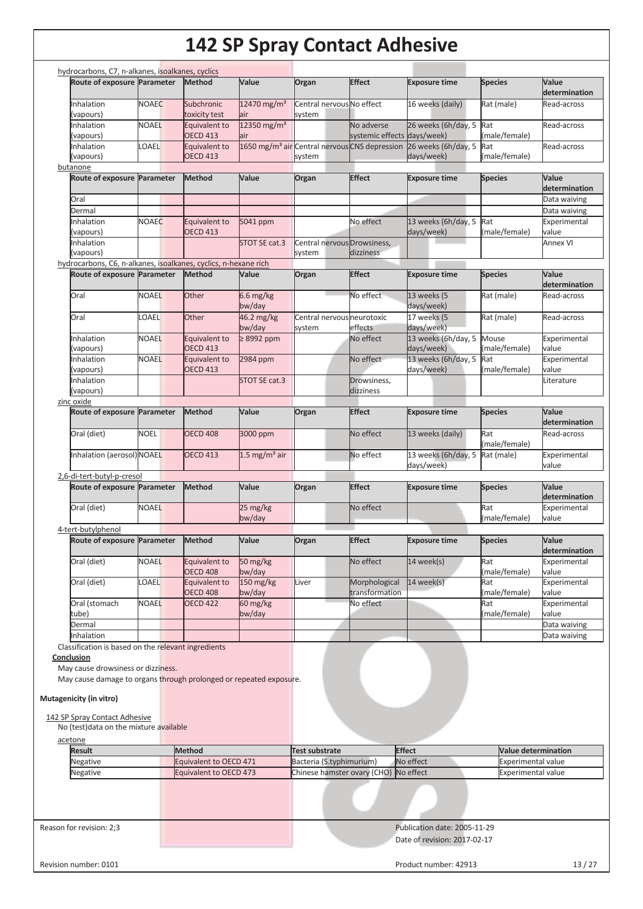hydrocarbons, C7, n-alkanes, isoalkanes, cyclics

| Route of exposure | Parameter | Method | Value | Organ | Effect | Exposure time | Species | Value determination |
|---|---|---|---|---|---|---|---|---|
| Inhalation (vapours) | NOAEC | Subchronic toxicity test | 12470 mg/m³ air | Central nervous system | No effect | 16 weeks (daily) | Rat (male) | Read-across |
| Inhalation (vapours) | NOAEL | Equivalent to OECD 413 | 12350 mg/m³ air | | No adverse systemic effects | 26 weeks (6h/day, 5 days/week) | Rat (male/female) | Read-across |
| Inhalation (vapours) | LOAEL | Equivalent to OECD 413 | 1650 mg/m³ air | Central nervous system | CNS depression | 26 weeks (6h/day, 5 days/week) | Rat (male/female) | Read-across |

butanone

| Route of exposure | Parameter | Method | Value | Organ | Effect | Exposure time | Species | Value determination |
|---|---|---|---|---|---|---|---|---|
| Oral | | | | | | | | Data waiving |
| Dermal | | | | | | | | Data waiving |
| Inhalation (vapours) | NOAEC | Equivalent to OECD 413 | 5041 ppm | | No effect | 13 weeks (6h/day, 5 days/week) | Rat (male/female) | Experimental value |
| Inhalation (vapours) | | | STOT SE cat.3 | Central nervous system | Drowsiness, dizziness | | | Annex VI |

hydrocarbons, C6, n-alkanes, isoalkanes, cyclics, n-hexane rich

| Route of exposure | Parameter | Method | Value | Organ | Effect | Exposure time | Species | Value determination |
|---|---|---|---|---|---|---|---|---|
| Oral | NOAEL | Other | 6.6 mg/kg bw/day | | No effect | 13 weeks (5 days/week) | Rat (male) | Read-across |
| Oral | LOAEL | Other | 46.2 mg/kg bw/day | Central nervous system | neurotoxic effects | 17 weeks (5 days/week) | Rat (male) | Read-across |
| Inhalation (vapours) | NOAEL | Equivalent to OECD 413 | ≥ 8992 ppm | | No effect | 13 weeks (6h/day, 5 days/week) | Mouse (male/female) | Experimental value |
| Inhalation (vapours) | NOAEL | Equivalent to OECD 413 | 2984 ppm | | No effect | 13 weeks (6h/day, 5 days/week) | Rat (male/female) | Experimental value |
| Inhalation (vapours) | | | STOT SE cat.3 | | Drowsiness, dizziness | | | Literature |

zinc oxide

| Route of exposure | Parameter | Method | Value | Organ | Effect | Exposure time | Species | Value determination |
|---|---|---|---|---|---|---|---|---|
| Oral (diet) | NOEL | OECD 408 | 3000 ppm | | No effect | 13 weeks (daily) | Rat (male/female) | Read-across |
| Inhalation (aerosol) | NOAEL | OECD 413 | 1.5 mg/m³ air | | No effect | 13 weeks (6h/day, 5 days/week) | Rat (male) | Experimental value |

2,6-di-tert-butyl-p-cresol

| Route of exposure | Parameter | Method | Value | Organ | Effect | Exposure time | Species | Value determination |
|---|---|---|---|---|---|---|---|---|
| Oral (diet) | NOAEL | | 25 mg/kg bw/day | | No effect | | Rat (male/female) | Experimental value |

4-tert-butylphenol

| Route of exposure | Parameter | Method | Value | Organ | Effect | Exposure time | Species | Value determination |
|---|---|---|---|---|---|---|---|---|
| Oral (diet) | NOAEL | Equivalent to OECD 408 | 50 mg/kg bw/day | | No effect | 14 week(s) | Rat (male/female) | Experimental value |
| Oral (diet) | LOAEL | Equivalent to OECD 408 | 150 mg/kg bw/day | Liver | Morphological transformation | 14 week(s) | Rat (male/female) | Experimental value |
| Oral (stomach tube) | NOAEL | OECD 422 | 60 mg/kg bw/day | | No effect | | Rat (male/female) | Experimental value |
| Dermal | | | | | | | | Data waiving |
| Inhalation | | | | | | | | Data waiving |

Classification is based on the relevant ingredients

**Conclusion**

May cause drowsiness or dizziness.

May cause damage to organs through prolonged or repeated exposure.

**Mutagenicity (in vitro)**

142 SP Spray Contact Adhesive

No (test)data on the mixture available

acetone

| Result | Method | Test substrate | Effect | Value determination |
|---|---|---|---|---|
| Negative | Equivalent to OECD 471 | Bacteria (S.typhimurium) | No effect | Experimental value |
| Negative | Equivalent to OECD 473 | Chinese hamster ovary (CHO) | No effect | Experimental value |

Reason for revision: 2;3

Publication date: 2005-11-29

Date of revision: 2017-02-17

Revision number: 0101

Product number: 42913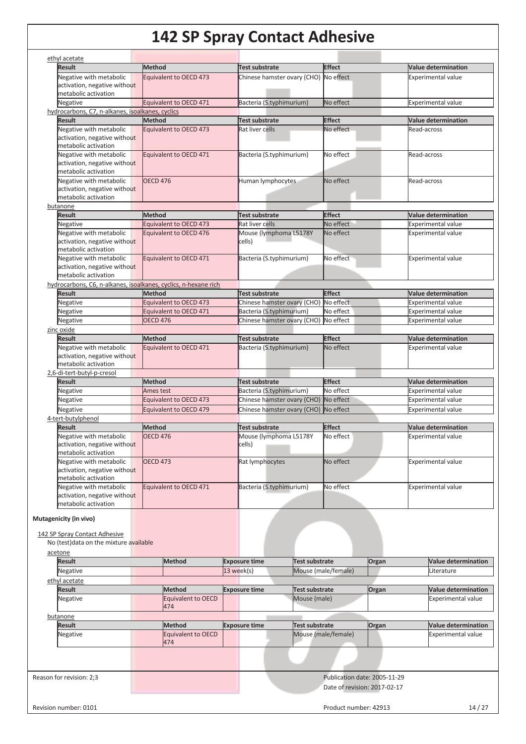ethyl acetate

| Result | Method | Test substrate | Effect | Value determination |
|---|---|---|---|---|
| Negative with metabolic activation, negative without metabolic activation | Equivalent to OECD 473 | Chinese hamster ovary (CHO) | No effect | Experimental value |
| Negative | Equivalent to OECD 471 | Bacteria (S.typhimurium) | No effect | Experimental value |

hydrocarbons, C7, n-alkanes, isoalkanes, cyclics

| Result | Method | Test substrate | Effect | Value determination |
|---|---|---|---|---|
| Negative with metabolic activation, negative without metabolic activation | Equivalent to OECD 473 | Rat liver cells | No effect | Read-across |
| Negative with metabolic activation, negative without metabolic activation | Equivalent to OECD 471 | Bacteria (S.typhimurium) | No effect | Read-across |
| Negative with metabolic activation, negative without metabolic activation | OECD 476 | Human lymphocytes | No effect | Read-across |

butanone

| Result | Method | Test substrate | Effect | Value determination |
|---|---|---|---|---|
| Negative | Equivalent to OECD 473 | Rat liver cells | No effect | Experimental value |
| Negative with metabolic activation, negative without metabolic activation | Equivalent to OECD 476 | Mouse (lymphoma L5178Y cells) | No effect | Experimental value |
| Negative with metabolic activation, negative without metabolic activation | Equivalent to OECD 471 | Bacteria (S.typhimurium) | No effect | Experimental value |

hydrocarbons, C6, n-alkanes, isoalkanes, cyclics, n-hexane rich

| Result | Method | Test substrate | Effect | Value determination |
|---|---|---|---|---|
| Negative | Equivalent to OECD 473 | Chinese hamster ovary (CHO) | No effect | Experimental value |
| Negative | Equivalent to OECD 471 | Bacteria (S.typhimurium) | No effect | Experimental value |
| Negative | OECD 476 | Chinese hamster ovary (CHO) | No effect | Experimental value |

zinc oxide

| Result | Method | Test substrate | Effect | Value determination |
|---|---|---|---|---|
| Negative with metabolic activation, negative without metabolic activation | Equivalent to OECD 471 | Bacteria (S.typhimurium) | No effect | Experimental value |

2,6-di-tert-butyl-p-cresol

| Result | Method | Test substrate | Effect | Value determination |
|---|---|---|---|---|
| Negative | Ames test | Bacteria (S.typhimurium) | No effect | Experimental value |
| Negative | Equivalent to OECD 473 | Chinese hamster ovary (CHO) | No effect | Experimental value |
| Negative | Equivalent to OECD 479 | Chinese hamster ovary (CHO) | No effect | Experimental value |

4-tert-butylphenol

| Result | Method | Test substrate | Effect | Value determination |
|---|---|---|---|---|
| Negative with metabolic activation, negative without metabolic activation | OECD 476 | Mouse (lymphoma L5178Y cells) | No effect | Experimental value |
| Negative with metabolic activation, negative without metabolic activation | OECD 473 | Rat lymphocytes | No effect | Experimental value |
| Negative with metabolic activation, negative without metabolic activation | Equivalent to OECD 471 | Bacteria (S.typhimurium) | No effect | Experimental value |

**Mutagenicity (in vivo)**

142 SP Spray Contact Adhesive

No (test)data on the mixture available

acetone

| Result | Method | Exposure time | Test substrate | Organ | Value determination |
|---|---|---|---|---|---|
| Negative | | 13 week(s) | Mouse (male/female) | | Literature |

ethyl acetate

| Result | Method | Exposure time | Test substrate | Organ | Value determination |
|---|---|---|---|---|---|
| Negative | Equivalent to OECD 474 | | Mouse (male) | | Experimental value |

butanone

| Result | Method | Exposure time | Test substrate | Organ | Value determination |
|---|---|---|---|---|---|
| Negative | Equivalent to OECD 474 | | Mouse (male/female) | | Experimental value |

Reason for revision: 2;3

Publication date: 2005-11-29

Date of revision: 2017-02-17

Revision number: 0101

Product number: 42913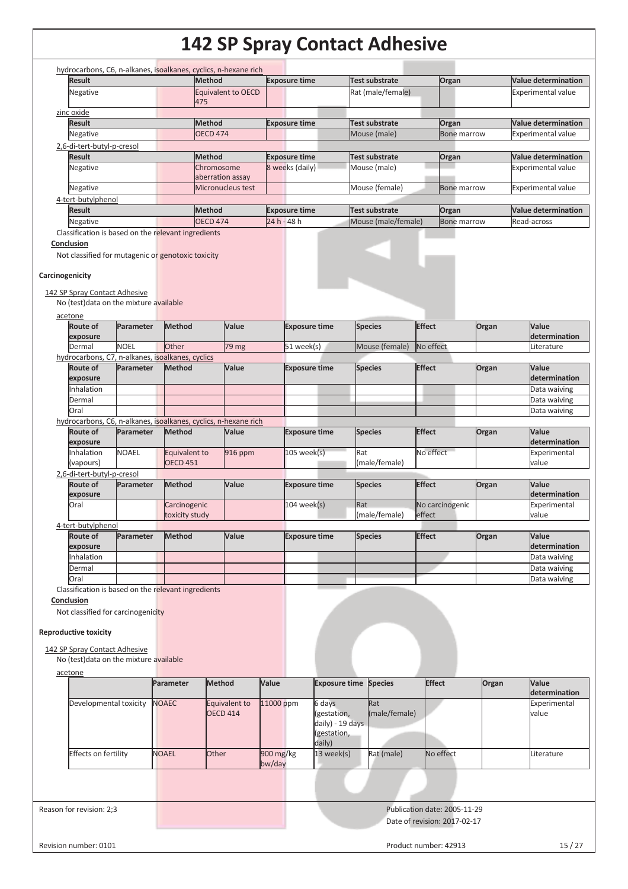hydrocarbons, C6, n-alkanes, isoalkanes, cyclics, n-hexane rich

| Result | Method | Exposure time | Test substrate | Organ | Value determination |
|---|---|---|---|---|---|
| Negative | Equivalent to OECD 475 | | Rat (male/female) | | Experimental value |

zinc oxide

| Result | Method | Exposure time | Test substrate | Organ | Value determination |
|---|---|---|---|---|---|
| Negative | OECD 474 | | Mouse (male) | Bone marrow | Experimental value |

2,6-di-tert-butyl-p-cresol

| Result | Method | Exposure time | Test substrate | Organ | Value determination |
|---|---|---|---|---|---|
| Negative | Chromosome aberration assay | 8 weeks (daily) | Mouse (male) | | Experimental value |
| Negative | Micronucleus test | | Mouse (female) | Bone marrow | Experimental value |

4-tert-butylphenol

| Result | Method | Exposure time | Test substrate | Organ | Value determination |
|---|---|---|---|---|---|
| Negative | OECD 474 | 24 h - 48 h | Mouse (male/female) | Bone marrow | Read-across |

Classification is based on the relevant ingredients

**Conclusion**

Not classified for mutagenic or genotoxic toxicity

**Carcinogenicity**

142 SP Spray Contact Adhesive

No (test)data on the mixture available

acetone

| Route of exposure | Parameter | Method | Value | Exposure time | Species | Effect | Organ | Value determination |
|---|---|---|---|---|---|---|---|---|
| Dermal | NOEL | Other | 79 mg | 51 week(s) | Mouse (female) | No effect | | Literature |

hydrocarbons, C7, n-alkanes, isoalkanes, cyclics

| Route of exposure | Parameter | Method | Value | Exposure time | Species | Effect | Organ | Value determination |
|---|---|---|---|---|---|---|---|---|
| Inhalation | | | | | | | | Data waiving |
| Dermal | | | | | | | | Data waiving |
| Oral | | | | | | | | Data waiving |

hydrocarbons, C6, n-alkanes, isoalkanes, cyclics, n-hexane rich

| Route of exposure | Parameter | Method | Value | Exposure time | Species | Effect | Organ | Value determination |
|---|---|---|---|---|---|---|---|---|
| Inhalation (vapours) | NOAEL | Equivalent to OECD 451 | 916 ppm | 105 week(s) | Rat (male/female) | No effect | | Experimental value |

2,6-di-tert-butyl-p-cresol

| Route of exposure | Parameter | Method | Value | Exposure time | Species | Effect | Organ | Value determination |
|---|---|---|---|---|---|---|---|---|
| Oral | | Carcinogenic toxicity study | | 104 week(s) | Rat (male/female) | No carcinogenic effect | | Experimental value |

4-tert-butylphenol

| Route of exposure | Parameter | Method | Value | Exposure time | Species | Effect | Organ | Value determination |
|---|---|---|---|---|---|---|---|---|
| Inhalation | | | | | | | | Data waiving |
| Dermal | | | | | | | | Data waiving |
| Oral | | | | | | | | Data waiving |

Classification is based on the relevant ingredients

**Conclusion**

Not classified for carcinogenicity

**Reproductive toxicity**

142 SP Spray Contact Adhesive

No (test)data on the mixture available

acetone

| | Parameter | Method | Value | Exposure time | Species | Effect | Organ | Value determination |
|---|---|---|---|---|---|---|---|---|
| Developmental toxicity | NOAEC | Equivalent to OECD 414 | 11000 ppm | 6 days (gestation, daily) - 19 days (gestation, daily) | Rat (male/female) | | | Experimental value |
| Effects on fertility | NOAEL | Other | 900 mg/kg bw/day | 13 week(s) | Rat (male) | No effect | | Literature |

Reason for revision: 2;3

Publication date: 2005-11-29

Date of revision: 2017-02-17

Revision number: 0101

Product number: 42913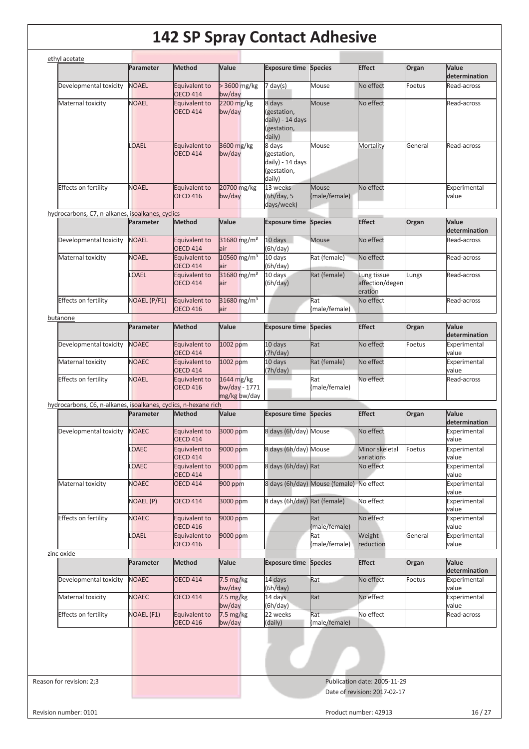# 142 SP Spray Contact Adhesive

ethyl acetate

| | Parameter | Method | Value | Exposure time | Species | Effect | Organ | Value determination |
|---|---|---|---|---|---|---|---|---|
| Developmental toxicity | NOAEL | Equivalent to OECD 414 | > 3600 mg/kg bw/day | 7 day(s) | Mouse | No effect | Foetus | Read-across |
| Maternal toxicity | NOAEL | Equivalent to OECD 414 | 2200 mg/kg bw/day | 8 days (gestation, daily) - 14 days (gestation, daily) | Mouse | No effect | | Read-across |
| | LOAEL | Equivalent to OECD 414 | 3600 mg/kg bw/day | 8 days (gestation, daily) - 14 days (gestation, daily) | Mouse | Mortality | General | Read-across |
| Effects on fertility | NOAEL | Equivalent to OECD 416 | 20700 mg/kg bw/day | 13 weeks (6h/day, 5 days/week) | Mouse (male/female) | No effect | | Experimental value |

hydrocarbons, C7, n-alkanes, isoalkanes, cyclics

| | Parameter | Method | Value | Exposure time | Species | Effect | Organ | Value determination |
|---|---|---|---|---|---|---|---|---|
| Developmental toxicity | NOAEL | Equivalent to OECD 414 | 31680 mg/m³ air | 10 days (6h/day) | Mouse | No effect | | Read-across |
| Maternal toxicity | NOAEL | Equivalent to OECD 414 | 10560 mg/m³ air | 10 days (6h/day) | Rat (female) | No effect | | Read-across |
| | LOAEL | Equivalent to OECD 414 | 31680 mg/m³ air | 10 days (6h/day) | Rat (female) | Lung tissue affection/degeneration | Lungs | Read-across |
| Effects on fertility | NOAEL (P/F1) | Equivalent to OECD 416 | 31680 mg/m³ air | | Rat (male/female) | No effect | | Read-across |

butanone

| | Parameter | Method | Value | Exposure time | Species | Effect | Organ | Value determination |
|---|---|---|---|---|---|---|---|---|
| Developmental toxicity | NOAEC | Equivalent to OECD 414 | 1002 ppm | 10 days (7h/day) | Rat | No effect | Foetus | Experimental value |
| Maternal toxicity | NOAEC | Equivalent to OECD 414 | 1002 ppm | 10 days (7h/day) | Rat (female) | No effect | | Experimental value |
| Effects on fertility | NOAEL | Equivalent to OECD 416 | 1644 mg/kg bw/day - 1771 mg/kg bw/day | | Rat (male/female) | No effect | | Read-across |

hydrocarbons, C6, n-alkanes, isoalkanes, cyclics, n-hexane rich

| | Parameter | Method | Value | Exposure time | Species | Effect | Organ | Value determination |
|---|---|---|---|---|---|---|---|---|
| Developmental toxicity | NOAEC | Equivalent to OECD 414 | 3000 ppm | 8 days (6h/day) | Mouse | No effect | | Experimental value |
| | LOAEC | Equivalent to OECD 414 | 9000 ppm | 8 days (6h/day) | Mouse | Minor skeletal variations | Foetus | Experimental value |
| | LOAEC | Equivalent to OECD 414 | 9000 ppm | 8 days (6h/day) | Rat | No effect | | Experimental value |
| Maternal toxicity | NOAEC | OECD 414 | 900 ppm | 8 days (6h/day) | Mouse (female) | No effect | | Experimental value |
| | NOAEL (P) | OECD 414 | 3000 ppm | 8 days (6h/day) | Rat (female) | No effect | | Experimental value |
| Effects on fertility | NOAEC | Equivalent to OECD 416 | 9000 ppm | | Rat (male/female) | No effect | | Experimental value |
| | LOAEL | Equivalent to OECD 416 | 9000 ppm | | Rat (male/female) | Weight reduction | General | Experimental value |

zinc oxide

| | Parameter | Method | Value | Exposure time | Species | Effect | Organ | Value determination |
|---|---|---|---|---|---|---|---|---|
| Developmental toxicity | NOAEC | OECD 414 | 7.5 mg/kg bw/day | 14 days (6h/day) | Rat | No effect | Foetus | Experimental value |
| Maternal toxicity | NOAEC | OECD 414 | 7.5 mg/kg bw/day | 14 days (6h/day) | Rat | No effect | | Experimental value |
| Effects on fertility | NOAEL (F1) | Equivalent to OECD 416 | 7.5 mg/kg bw/day | 22 weeks (daily) | Rat (male/female) | No effect | | Read-across |

Reason for revision: 2;3

Publication date: 2005-11-29

Date of revision: 2017-02-17

Revision number: 0101

Product number: 42913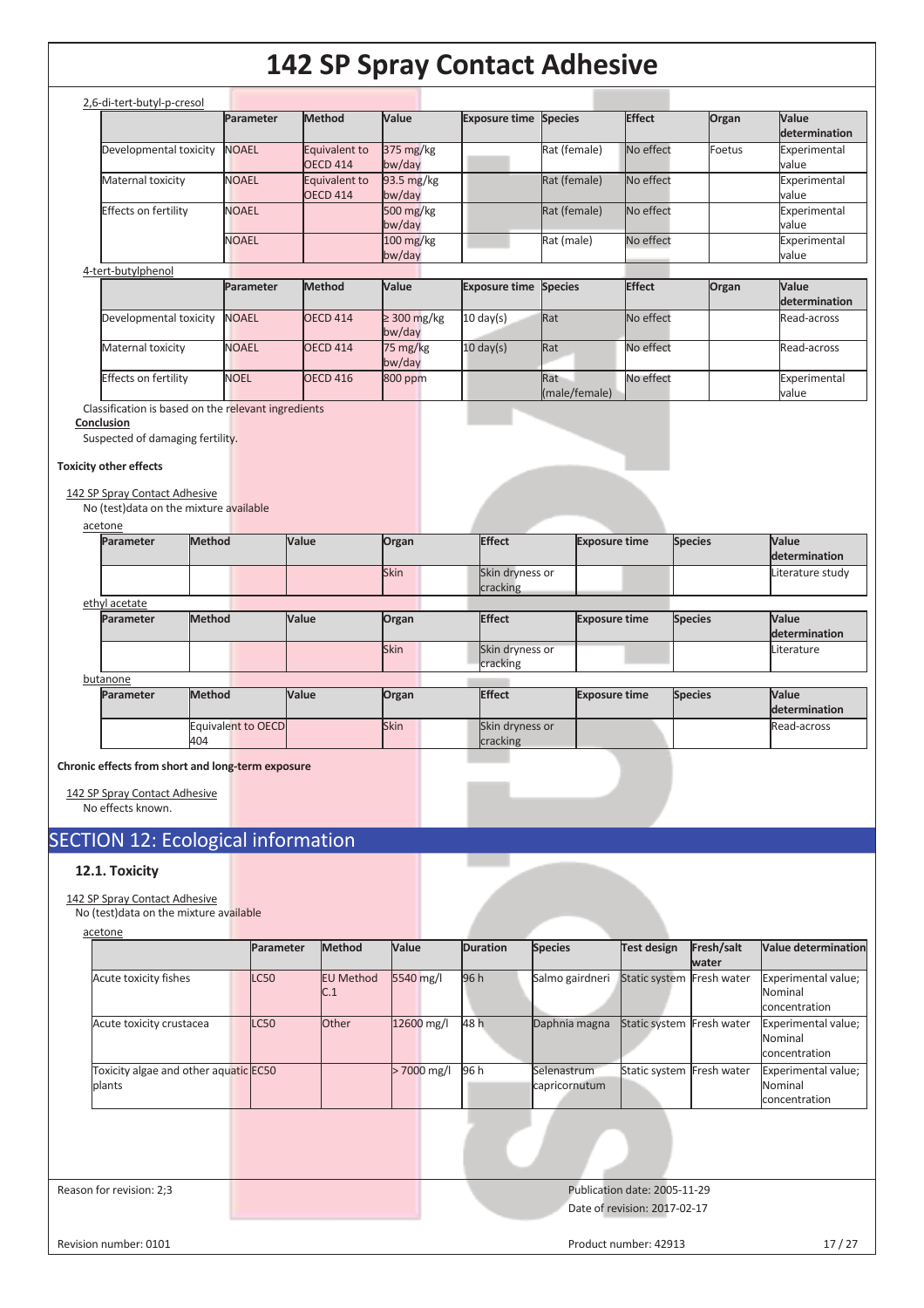2,6-di-tert-butyl-p-cresol

| | Parameter | Method | Value | Exposure time | Species | Effect | Organ | Value determination |
|---|---|---|---|---|---|---|---|---|
| Developmental toxicity | NOAEL | Equivalent to OECD 414 | 375 mg/kg bw/day | | Rat (female) | No effect | Foetus | Experimental value |
| Maternal toxicity | NOAEL | Equivalent to OECD 414 | 93.5 mg/kg bw/day | | Rat (female) | No effect | | Experimental value |
| Effects on fertility | NOAEL | | 500 mg/kg bw/day | | Rat (female) | No effect | | Experimental value |
| | NOAEL | | 100 mg/kg bw/day | | Rat (male) | No effect | | Experimental value |

4-tert-butylphenol

| | Parameter | Method | Value | Exposure time | Species | Effect | Organ | Value determination |
|---|---|---|---|---|---|---|---|---|
| Developmental toxicity | NOAEL | OECD 414 | ≥ 300 mg/kg bw/day | 10 day(s) | Rat | No effect | | Read-across |
| Maternal toxicity | NOAEL | OECD 414 | 75 mg/kg bw/day | 10 day(s) | Rat | No effect | | Read-across |
| Effects on fertility | NOEL | OECD 416 | 800 ppm | | Rat (male/female) | No effect | | Experimental value |

Classification is based on the relevant ingredients

**Conclusion**

Suspected of damaging fertility.

**Toxicity other effects**

142 SP Spray Contact Adhesive

No (test)data on the mixture available

acetone

| Parameter | Method | Value | Organ | Effect | Exposure time | Species | Value determination |
|---|---|---|---|---|---|---|---|
| | | | Skin | Skin dryness or cracking | | | Literature study |

ethyl acetate

| Parameter | Method | Value | Organ | Effect | Exposure time | Species | Value determination |
|---|---|---|---|---|---|---|---|
| | | | Skin | Skin dryness or cracking | | | Literature |

butanone

| Parameter | Method | Value | Organ | Effect | Exposure time | Species | Value determination |
|---|---|---|---|---|---|---|---|
| | Equivalent to OECD 404 | | Skin | Skin dryness or cracking | | | Read-across |

**Chronic effects from short and long-term exposure**

142 SP Spray Contact Adhesive

No effects known.

# SECTION 12: Ecological information

## 12.1. Toxicity

142 SP Spray Contact Adhesive

No (test)data on the mixture available

acetone

| | Parameter | Method | Value | Duration | Species | Test design | Fresh/salt water | Value determination |
|---|---|---|---|---|---|---|---|---|
| Acute toxicity fishes | LC50 | EU Method C.1 | 5540 mg/l | 96 h | Salmo gairdneri | Static system | Fresh water | Experimental value; Nominal concentration |
| Acute toxicity crustacea | LC50 | Other | 12600 mg/l | 48 h | Daphnia magna | Static system | Fresh water | Experimental value; Nominal concentration |
| Toxicity algae and other aquatic plants | EC50 | | > 7000 mg/l | 96 h | Selenastrum capricornutum | Static system | Fresh water | Experimental value; Nominal concentration |

Reason for revision: 2;3

Publication date: 2005-11-29

Date of revision: 2017-02-17

Revision number: 0101

Product number: 42913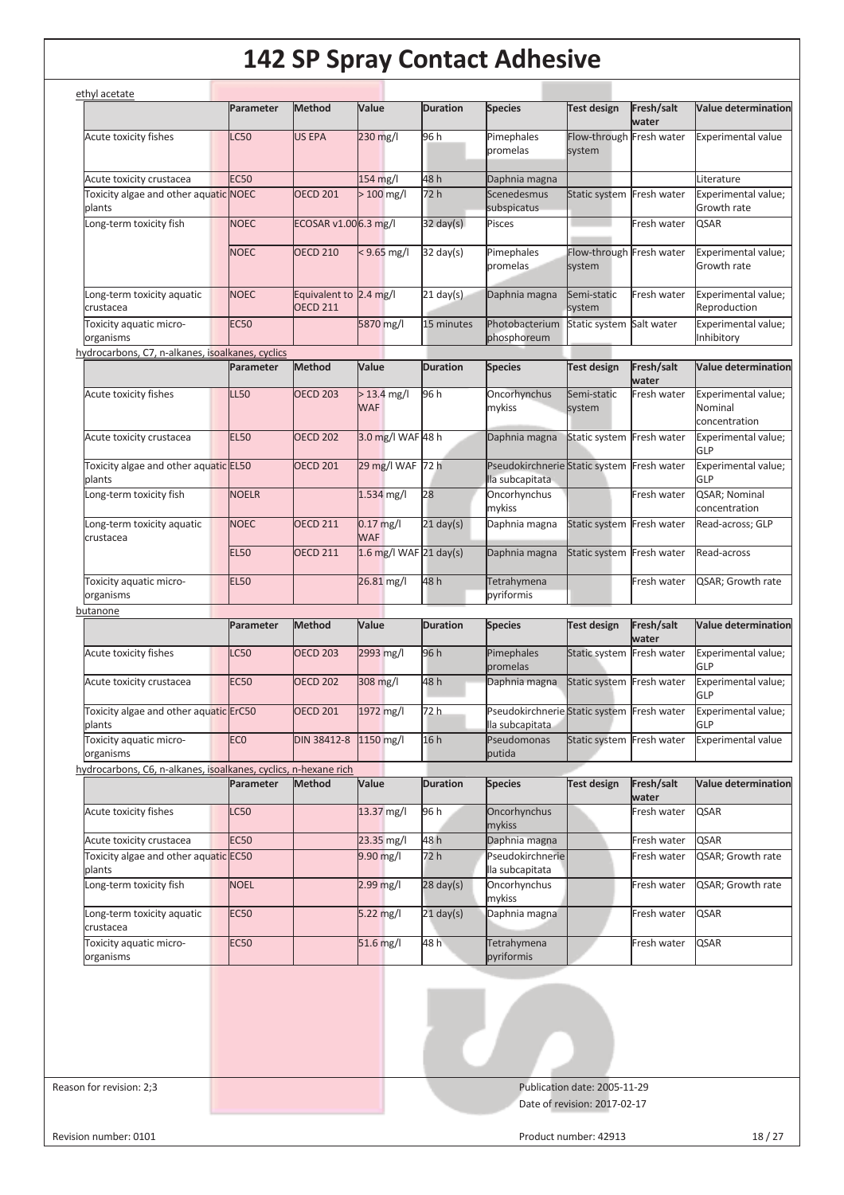ethyl acetate

| | Parameter | Method | Value | Duration | Species | Test design | Fresh/salt water | Value determination |
|---|---|---|---|---|---|---|---|---|
| Acute toxicity fishes | LC50 | US EPA | 230 mg/l | 96 h | Pimephales promelas | Flow-through system | Fresh water | Experimental value |
| Acute toxicity crustacea | EC50 | | 154 mg/l | 48 h | Daphnia magna | | | Literature |
| Toxicity algae and other aquatic plants | NOEC | OECD 201 | > 100 mg/l | 72 h | Scenedesmus subspicatus | Static system | Fresh water | Experimental value; Growth rate |
| Long-term toxicity fish | NOEC | ECOSAR v1.00 | 6.3 mg/l | 32 day(s) | Pisces | | Fresh water | QSAR |
| | NOEC | OECD 210 | < 9.65 mg/l | 32 day(s) | Pimephales promelas | Flow-through system | Fresh water | Experimental value; Growth rate |
| Long-term toxicity aquatic crustacea | NOEC | Equivalent to OECD 211 | 2.4 mg/l | 21 day(s) | Daphnia magna | Semi-static system | Fresh water | Experimental value; Reproduction |
| Toxicity aquatic micro-organisms | EC50 | | 5870 mg/l | 15 minutes | Photobacterium phosphoreum | Static system | Salt water | Experimental value; Inhibitory |

hydrocarbons, C7, n-alkanes, isoalkanes, cyclics

| | Parameter | Method | Value | Duration | Species | Test design | Fresh/salt water | Value determination |
|---|---|---|---|---|---|---|---|---|
| Acute toxicity fishes | LL50 | OECD 203 | > 13.4 mg/l WAF | 96 h | Oncorhynchus mykiss | Semi-static system | Fresh water | Experimental value; Nominal concentration |
| Acute toxicity crustacea | EL50 | OECD 202 | 3.0 mg/l WAF | 48 h | Daphnia magna | Static system | Fresh water | Experimental value; GLP |
| Toxicity algae and other aquatic plants | EL50 | OECD 201 | 29 mg/l WAF | 72 h | Pseudokirchnerie lla subcapitata | Static system | Fresh water | Experimental value; GLP |
| Long-term toxicity fish | NOELR | | 1.534 mg/l | 28 | Oncorhynchus mykiss | | Fresh water | QSAR; Nominal concentration |
| Long-term toxicity aquatic crustacea | NOEC | OECD 211 | 0.17 mg/l WAF | 21 day(s) | Daphnia magna | Static system | Fresh water | Read-across; GLP |
| | EL50 | OECD 211 | 1.6 mg/l WAF | 21 day(s) | Daphnia magna | Static system | Fresh water | Read-across |
| Toxicity aquatic micro-organisms | EL50 | | 26.81 mg/l | 48 h | Tetrahymena pyriformis | | Fresh water | QSAR; Growth rate |

butanone

| | Parameter | Method | Value | Duration | Species | Test design | Fresh/salt water | Value determination |
|---|---|---|---|---|---|---|---|---|
| Acute toxicity fishes | LC50 | OECD 203 | 2993 mg/l | 96 h | Pimephales promelas | Static system | Fresh water | Experimental value; GLP |
| Acute toxicity crustacea | EC50 | OECD 202 | 308 mg/l | 48 h | Daphnia magna | Static system | Fresh water | Experimental value; GLP |
| Toxicity algae and other aquatic plants | ErC50 | OECD 201 | 1972 mg/l | 72 h | Pseudokirchnerie lla subcapitata | Static system | Fresh water | Experimental value; GLP |
| Toxicity aquatic micro-organisms | EC0 | DIN 38412-8 | 1150 mg/l | 16 h | Pseudomonas putida | Static system | Fresh water | Experimental value |

hydrocarbons, C6, n-alkanes, isoalkanes, cyclics, n-hexane rich

| | Parameter | Method | Value | Duration | Species | Test design | Fresh/salt water | Value determination |
|---|---|---|---|---|---|---|---|---|
| Acute toxicity fishes | LC50 | | 13.37 mg/l | 96 h | Oncorhynchus mykiss | | Fresh water | QSAR |
| Acute toxicity crustacea | EC50 | | 23.35 mg/l | 48 h | Daphnia magna | | Fresh water | QSAR |
| Toxicity algae and other aquatic plants | EC50 | | 9.90 mg/l | 72 h | Pseudokirchnerie lla subcapitata | | Fresh water | QSAR; Growth rate |
| Long-term toxicity fish | NOEL | | 2.99 mg/l | 28 day(s) | Oncorhynchus mykiss | | Fresh water | QSAR; Growth rate |
| Long-term toxicity aquatic crustacea | EC50 | | 5.22 mg/l | 21 day(s) | Daphnia magna | | Fresh water | QSAR |
| Toxicity aquatic micro-organisms | EC50 | | 51.6 mg/l | 48 h | Tetrahymena pyriformis | | Fresh water | QSAR |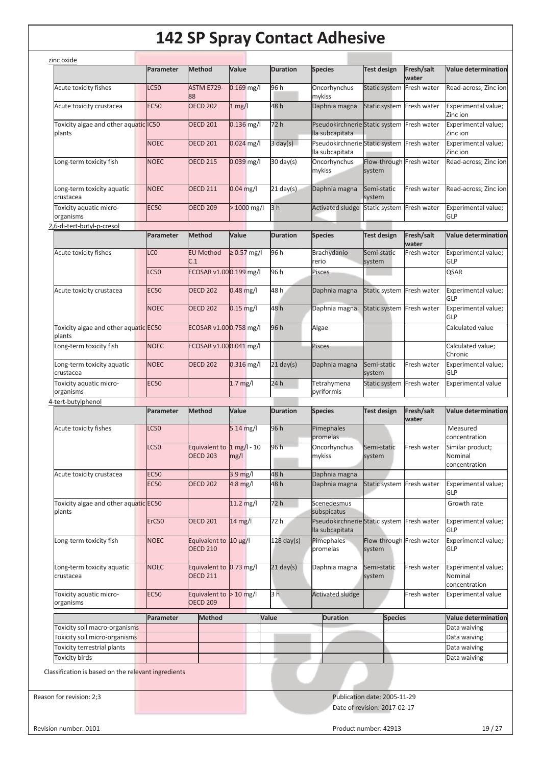zinc oxide

| | Parameter | Method | Value | Duration | Species | Test design | Fresh/salt water | Value determination |
|---|---|---|---|---|---|---|---|---|
| Acute toxicity fishes | LC50 | ASTM E729-88 | 0.169 mg/l | 96 h | Oncorhynchus mykiss | Static system | Fresh water | Read-across; Zinc ion |
| Acute toxicity crustacea | EC50 | OECD 202 | 1 mg/l | 48 h | Daphnia magna | Static system | Fresh water | Experimental value; Zinc ion |
| Toxicity algae and other aquatic plants | IC50 | OECD 201 | 0.136 mg/l | 72 h | Pseudokirchnerie lla subcapitata | Static system | Fresh water | Experimental value; Zinc ion |
| | NOEC | OECD 201 | 0.024 mg/l | 3 day(s) | Pseudokirchnerie lla subcapitata | Static system | Fresh water | Experimental value; Zinc ion |
| Long-term toxicity fish | NOEC | OECD 215 | 0.039 mg/l | 30 day(s) | Oncorhynchus mykiss | Flow-through system | Fresh water | Read-across; Zinc ion |
| Long-term toxicity aquatic crustacea | NOEC | OECD 211 | 0.04 mg/l | 21 day(s) | Daphnia magna | Semi-static system | Fresh water | Read-across; Zinc ion |
| Toxicity aquatic micro-organisms | EC50 | OECD 209 | > 1000 mg/l | 3 h | Activated sludge | Static system | Fresh water | Experimental value; GLP |

2,6-di-tert-butyl-p-cresol

| | Parameter | Method | Value | Duration | Species | Test design | Fresh/salt water | Value determination |
|---|---|---|---|---|---|---|---|---|
| Acute toxicity fishes | LC0 | EU Method C.1 | ≥ 0.57 mg/l | 96 h | Brachydanio rerio | Semi-static system | Fresh water | Experimental value; GLP |
| | LC50 | ECOSAR v1.00 | 0.199 mg/l | 96 h | Pisces | | | QSAR |
| Acute toxicity crustacea | EC50 | OECD 202 | 0.48 mg/l | 48 h | Daphnia magna | Static system | Fresh water | Experimental value; GLP |
| | NOEC | OECD 202 | 0.15 mg/l | 48 h | Daphnia magna | Static system | Fresh water | Experimental value; GLP |
| Toxicity algae and other aquatic plants | EC50 | ECOSAR v1.00 | 0.758 mg/l | 96 h | Algae | | | Calculated value |
| Long-term toxicity fish | NOEC | ECOSAR v1.00 | 0.041 mg/l | | Pisces | | | Calculated value; Chronic |
| Long-term toxicity aquatic crustacea | NOEC | OECD 202 | 0.316 mg/l | 21 day(s) | Daphnia magna | Semi-static system | Fresh water | Experimental value; GLP |
| Toxicity aquatic micro-organisms | EC50 | | 1.7 mg/l | 24 h | Tetrahymena pyriformis | Static system | Fresh water | Experimental value |

4-tert-butylphenol

| | Parameter | Method | Value | Duration | Species | Test design | Fresh/salt water | Value determination |
|---|---|---|---|---|---|---|---|---|
| Acute toxicity fishes | LC50 | | 5.14 mg/l | 96 h | Pimephales promelas | | | Measured concentration |
| | LC50 | Equivalent to OECD 203 | 1 mg/l - 10 mg/l | 96 h | Oncorhynchus mykiss | Semi-static system | Fresh water | Similar product; Nominal concentration |
| Acute toxicity crustacea | EC50 | | 3.9 mg/l | 48 h | Daphnia magna | | | |
| | EC50 | OECD 202 | 4.8 mg/l | 48 h | Daphnia magna | Static system | Fresh water | Experimental value; GLP |
| Toxicity algae and other aquatic plants | EC50 | | 11.2 mg/l | 72 h | Scenedesmus subspicatus | | | Growth rate |
| | ErC50 | OECD 201 | 14 mg/l | 72 h | Pseudokirchnerie lla subcapitata | Static system | Fresh water | Experimental value; GLP |
| Long-term toxicity fish | NOEC | Equivalent to OECD 210 | 10 µg/l | 128 day(s) | Pimephales promelas | Flow-through system | Fresh water | Experimental value; GLP |
| Long-term toxicity aquatic crustacea | NOEC | Equivalent to OECD 211 | 0.73 mg/l | 21 day(s) | Daphnia magna | Semi-static system | Fresh water | Experimental value; Nominal concentration |
| Toxicity aquatic micro-organisms | EC50 | Equivalent to OECD 209 | > 10 mg/l | 3 h | Activated sludge | | Fresh water | Experimental value |

| | Parameter | Method | Value | Duration | Species | Value determination |
|---|---|---|---|---|---|---|
| Toxicity soil macro-organisms | | | | | | Data waiving |
| Toxicity soil micro-organisms | | | | | | Data waiving |
| Toxicity terrestrial plants | | | | | | Data waiving |
| Toxicity birds | | | | | | Data waiving |

Classification is based on the relevant ingredients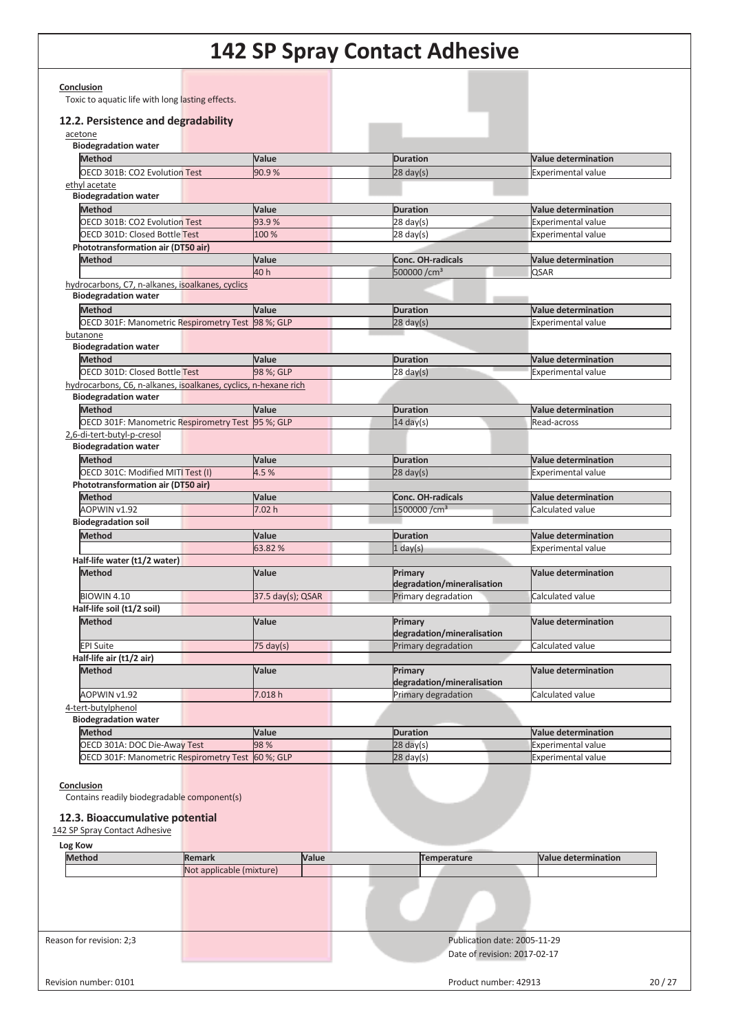**Conclusion**

Toxic to aquatic life with long lasting effects.

## 12.2. Persistence and degradability

acetone

**Biodegradation water**

| Method | Value | Duration | Value determination |
|---|---|---|---|
| OECD 301B: CO2 Evolution Test | 90.9 % | 28 day(s) | Experimental value |

ethyl acetate

**Biodegradation water**

| Method | Value | Duration | Value determination |
|---|---|---|---|
| OECD 301B: CO2 Evolution Test | 93.9 % | 28 day(s) | Experimental value |
| OECD 301D: Closed Bottle Test | 100 % | 28 day(s) | Experimental value |

**Phototransformation air (DT50 air)**

| Method | Value | Conc. OH-radicals | Value determination |
|---|---|---|---|
| | 40 h | 500000 /cm³ | QSAR |

hydrocarbons, C7, n-alkanes, isoalkanes, cyclics

**Biodegradation water**

| Method | Value | Duration | Value determination |
|---|---|---|---|
| OECD 301F: Manometric Respirometry Test | 98 %; GLP | 28 day(s) | Experimental value |

butanone

**Biodegradation water**

| Method | Value | Duration | Value determination |
|---|---|---|---|
| OECD 301D: Closed Bottle Test | 98 %; GLP | 28 day(s) | Experimental value |

hydrocarbons, C6, n-alkanes, isoalkanes, cyclics, n-hexane rich

**Biodegradation water**

| Method | Value | Duration | Value determination |
|---|---|---|---|
| OECD 301F: Manometric Respirometry Test | 95 %; GLP | 14 day(s) | Read-across |

2,6-di-tert-butyl-p-cresol

**Biodegradation water**

| Method | Value | Duration | Value determination |
|---|---|---|---|
| OECD 301C: Modified MITI Test (I) | 4.5 % | 28 day(s) | Experimental value |

**Phototransformation air (DT50 air)**

| Method | Value | Conc. OH-radicals | Value determination |
|---|---|---|---|
| AOPWIN v1.92 | 7.02 h | 1500000 /cm³ | Calculated value |

**Biodegradation soil**

| Method | Value | Duration | Value determination |
|---|---|---|---|
| | 63.82 % | 1 day(s) | Experimental value |

**Half-life water (t1/2 water)**

| Method | Value | Primary degradation/mineralisation | Value determination |
|---|---|---|---|
| BIOWIN 4.10 | 37.5 day(s); QSAR | Primary degradation | Calculated value |

**Half-life soil (t1/2 soil)**

| Method | Value | Primary degradation/mineralisation | Value determination |
|---|---|---|---|
| EPI Suite | 75 day(s) | Primary degradation | Calculated value |

**Half-life air (t1/2 air)**

| Method | Value | Primary degradation/mineralisation | Value determination |
|---|---|---|---|
| AOPWIN v1.92 | 7.018 h | Primary degradation | Calculated value |

4-tert-butylphenol

**Biodegradation water**

| Method | Value | Duration | Value determination |
|---|---|---|---|
| OECD 301A: DOC Die-Away Test | 98 % | 28 day(s) | Experimental value |
| OECD 301F: Manometric Respirometry Test | 60 %; GLP | 28 day(s) | Experimental value |

**Conclusion**

Contains readily biodegradable component(s)

## 12.3. Bioaccumulative potential

142 SP Spray Contact Adhesive

**Log Kow**

| Method | Remark | Value | Temperature | Value determination |
|---|---|---|---|---|
| | Not applicable (mixture) | | | |

Reason for revision: 2;3

Publication date: 2005-11-29

Date of revision: 2017-02-17

Revision number: 0101

Product number: 42913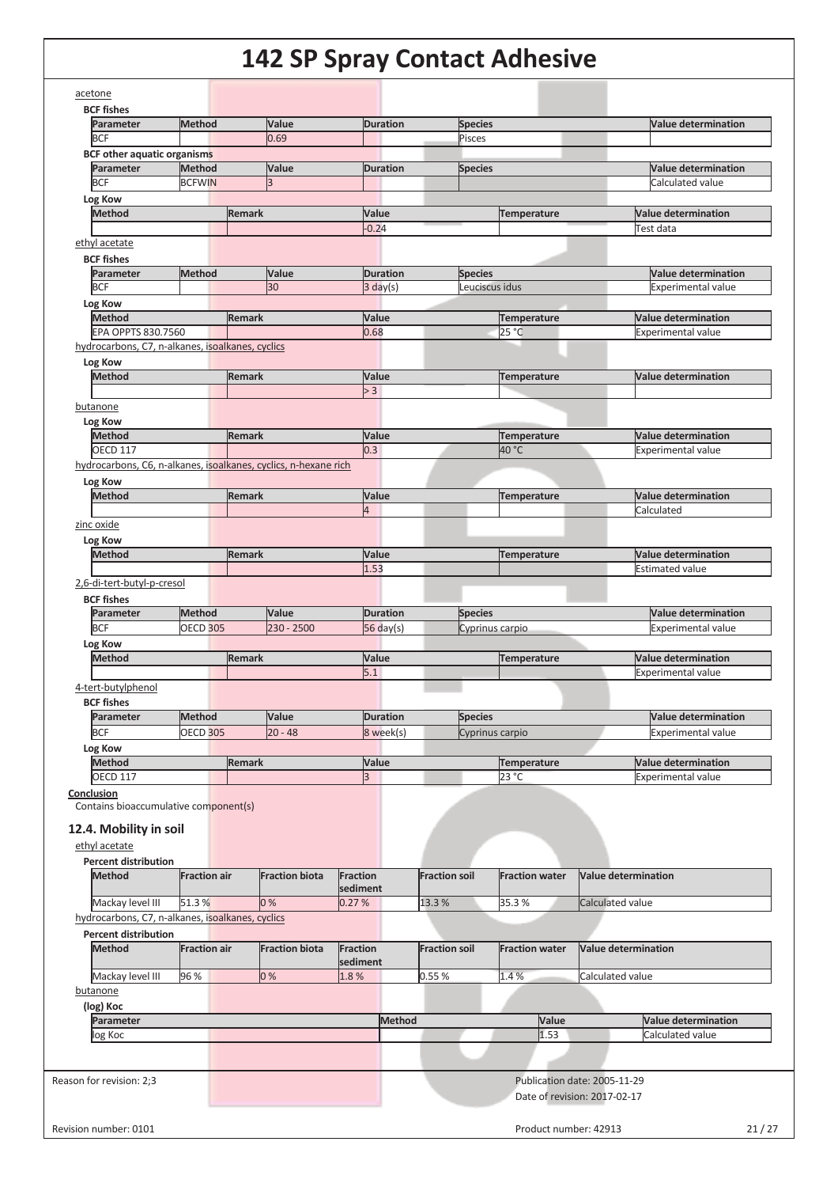acetone

**BCF fishes**

| Parameter | Method | Value | Duration | Species | Value determination |
|---|---|---|---|---|---|
| BCF | | 0.69 | | Pisces | |

**BCF other aquatic organisms**

| Parameter | Method | Value | Duration | Species | Value determination |
|---|---|---|---|---|---|
| BCF | BCFWIN | 3 | | | Calculated value |

**Log Kow**

| Method | Remark | Value | Temperature | Value determination |
|---|---|---|---|---|
| | | -0.24 | | Test data |

ethyl acetate

**BCF fishes**

| Parameter | Method | Value | Duration | Species | Value determination |
|---|---|---|---|---|---|
| BCF | | 30 | 3 day(s) | Leuciscus idus | Experimental value |

**Log Kow**

| Method | Remark | Value | Temperature | Value determination |
|---|---|---|---|---|
| EPA OPPTS 830.7560 | | 0.68 | 25 °C | Experimental value |

hydrocarbons, C7, n-alkanes, isoalkanes, cyclics

**Log Kow**

| Method | Remark | Value | Temperature | Value determination |
|---|---|---|---|---|
| | | > 3 | | |

butanone

**Log Kow**

| Method | Remark | Value | Temperature | Value determination |
|---|---|---|---|---|
| OECD 117 | | 0.3 | 40 °C | Experimental value |

hydrocarbons, C6, n-alkanes, isoalkanes, cyclics, n-hexane rich

**Log Kow**

| Method | Remark | Value | Temperature | Value determination |
|---|---|---|---|---|
| | | 4 | | Calculated |

zinc oxide

**Log Kow**

| Method | Remark | Value | Temperature | Value determination |
|---|---|---|---|---|
| | | 1.53 | | Estimated value |

2,6-di-tert-butyl-p-cresol

**BCF fishes**

| Parameter | Method | Value | Duration | Species | Value determination |
|---|---|---|---|---|---|
| BCF | OECD 305 | 230 - 2500 | 56 day(s) | Cyprinus carpio | Experimental value |

**Log Kow**

| Method | Remark | Value | Temperature | Value determination |
|---|---|---|---|---|
| | | 5.1 | | Experimental value |

4-tert-butylphenol

**BCF fishes**

| Parameter | Method | Value | Duration | Species | Value determination |
|---|---|---|---|---|---|
| BCF | OECD 305 | 20 - 48 | 8 week(s) | Cyprinus carpio | Experimental value |

**Log Kow**

| Method | Remark | Value | Temperature | Value determination |
|---|---|---|---|---|
| OECD 117 | | 3 | 23 °C | Experimental value |

**Conclusion**

Contains bioaccumulative component(s)

### 12.4. Mobility in soil

ethyl acetate

**Percent distribution**

| Method | Fraction air | Fraction biota | Fraction sediment | Fraction soil | Fraction water | Value determination |
|---|---|---|---|---|---|---|
| Mackay level III | 51.3 % | 0 % | 0.27 % | 13.3 % | 35.3 % | Calculated value |

hydrocarbons, C7, n-alkanes, isoalkanes, cyclics

**Percent distribution**

| Method | Fraction air | Fraction biota | Fraction sediment | Fraction soil | Fraction water | Value determination |
|---|---|---|---|---|---|---|
| Mackay level III | 96 % | 0 % | 1.8 % | 0.55 % | 1.4 % | Calculated value |

butanone

**(log) Koc**

| Parameter | Method | Value | Value determination |
|---|---|---|---|
| log Koc | | 1.53 | Calculated value |

Reason for revision: 2;3

Publication date: 2005-11-29
Date of revision: 2017-02-17

Revision number: 0101

Product number: 42913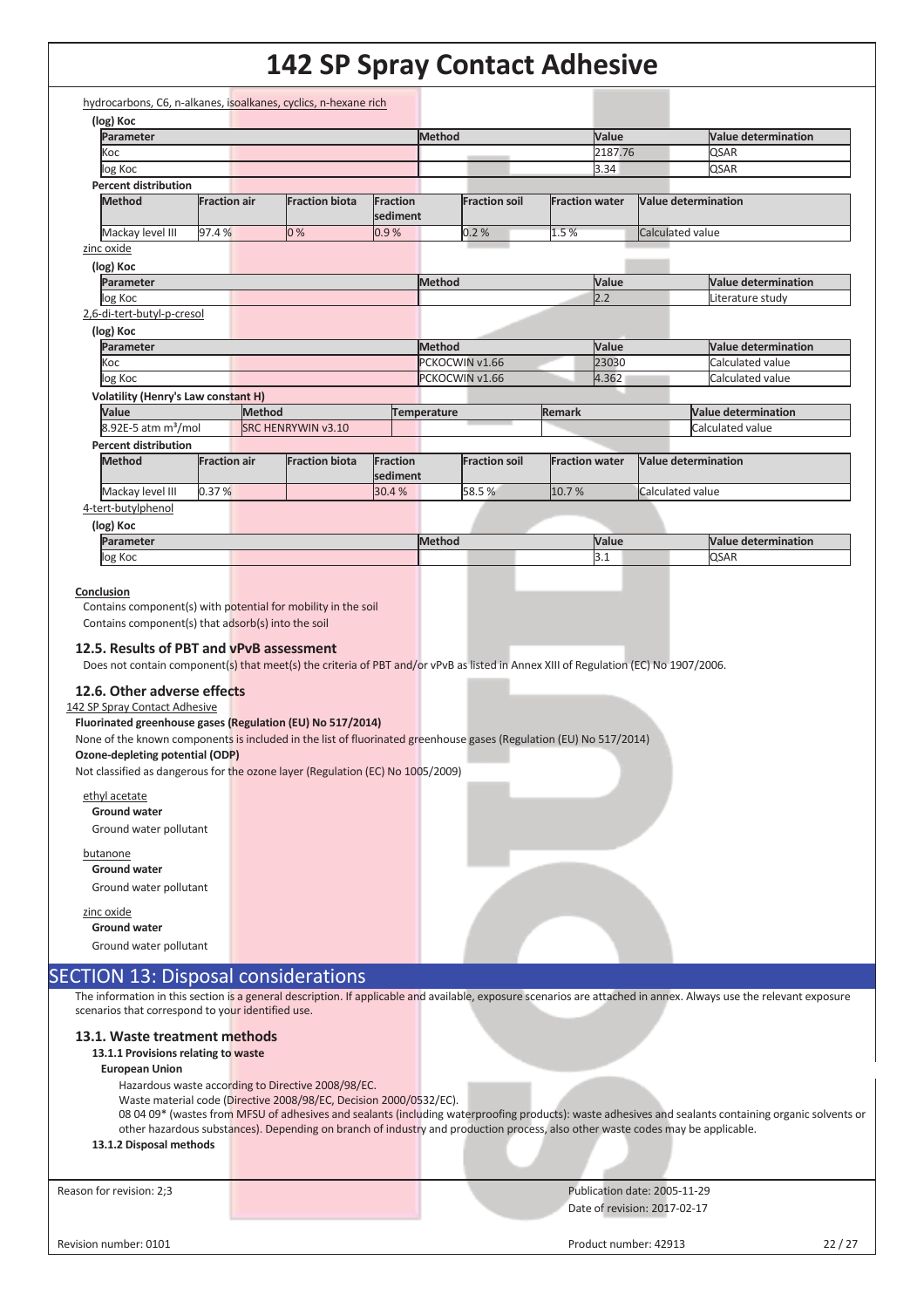hydrocarbons, C6, n-alkanes, isoalkanes, cyclics, n-hexane rich

**(log) Koc**

| Parameter | Method | Value | Value determination |
|---|---|---|---|
| Koc | | 2187.76 | QSAR |
| log Koc | | 3.34 | QSAR |

**Percent distribution**

| Method | Fraction air | Fraction biota | Fraction sediment | Fraction soil | Fraction water | Value determination |
|---|---|---|---|---|---|---|
| Mackay level III | 97.4 % | 0 % | 0.9 % | 0.2 % | 1.5 % | Calculated value |

zinc oxide

**(log) Koc**

| Parameter | Method | Value | Value determination |
|---|---|---|---|
| log Koc | | 2.2 | Literature study |

2,6-di-tert-butyl-p-cresol

**(log) Koc**

| Parameter | Method | Value | Value determination |
|---|---|---|---|
| Koc | PCKOCWIN v1.66 | 23030 | Calculated value |
| log Koc | PCKOCWIN v1.66 | 4.362 | Calculated value |

**Volatility (Henry's Law constant H)**

| Value | Method | Temperature | Remark | Value determination |
|---|---|---|---|---|
| 8.92E-5 atm m³/mol | SRC HENRYWIN v3.10 | | | Calculated value |

**Percent distribution**

| Method | Fraction air | Fraction biota | Fraction sediment | Fraction soil | Fraction water | Value determination |
|---|---|---|---|---|---|---|
| Mackay level III | 0.37 % | | 30.4 % | 58.5 % | 10.7 % | Calculated value |

4-tert-butylphenol

**(log) Koc**

| Parameter | Method | Value | Value determination |
|---|---|---|---|
| log Koc | | 3.1 | QSAR |

**Conclusion**

Contains component(s) with potential for mobility in the soil
Contains component(s) that adsorb(s) into the soil

### 12.5. Results of PBT and vPvB assessment

Does not contain component(s) that meet(s) the criteria of PBT and/or vPvB as listed in Annex XIII of Regulation (EC) No 1907/2006.

### 12.6. Other adverse effects

142 SP Spray Contact Adhesive

**Fluorinated greenhouse gases (Regulation (EU) No 517/2014)**

None of the known components is included in the list of fluorinated greenhouse gases (Regulation (EU) No 517/2014)

**Ozone-depleting potential (ODP)**

Not classified as dangerous for the ozone layer (Regulation (EC) No 1005/2009)

ethyl acetate

**Ground water**

Ground water pollutant

butanone

**Ground water**

Ground water pollutant

zinc oxide

**Ground water**

Ground water pollutant

## SECTION 13: Disposal considerations

The information in this section is a general description. If applicable and available, exposure scenarios are attached in annex. Always use the relevant exposure scenarios that correspond to your identified use.

### 13.1. Waste treatment methods

**13.1.1 Provisions relating to waste**

**European Union**

Hazardous waste according to Directive 2008/98/EC.
Waste material code (Directive 2008/98/EC, Decision 2000/0532/EC).
08 04 09* (wastes from MFSU of adhesives and sealants (including waterproofing products): waste adhesives and sealants containing organic solvents or other hazardous substances). Depending on branch of industry and production process, also other waste codes may be applicable.

**13.1.2 Disposal methods**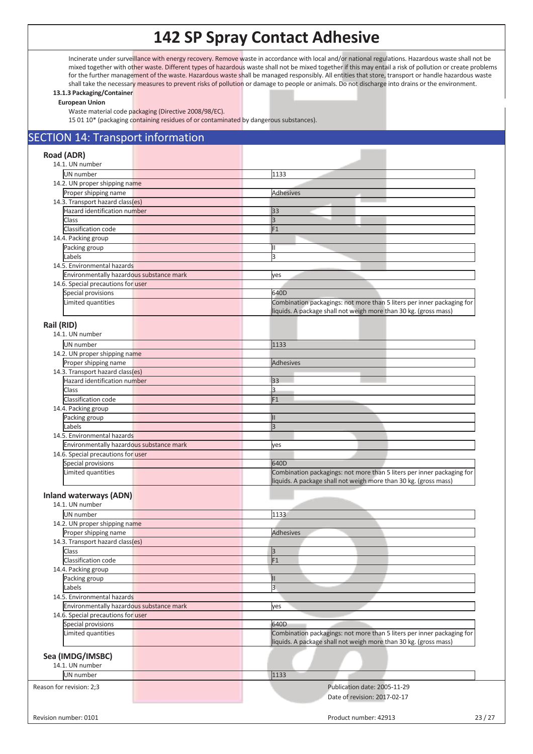Incinerate under surveillance with energy recovery. Remove waste in accordance with local and/or national regulations. Hazardous waste shall not be mixed together with other waste. Different types of hazardous waste shall not be mixed together if this may entail a risk of pollution or create problems for the further management of the waste. Hazardous waste shall be managed responsibly. All entities that store, transport or handle hazardous waste shall take the necessary measures to prevent risks of pollution or damage to people or animals. Do not discharge into drains or the environment.

**13.1.3 Packaging/Container**

**European Union**

Waste material code packaging (Directive 2008/98/EC).

15 01 10* (packaging containing residues of or contaminated by dangerous substances).

## SECTION 14: Transport information

### Road (ADR)

| | |
|---|---|
| **14.1. UN number** | |
| UN number | 1133 |
| **14.2. UN proper shipping name** | |
| Proper shipping name | Adhesives |
| **14.3. Transport hazard class(es)** | |
| Hazard identification number | 33 |
| Class | 3 |
| Classification code | F1 |
| **14.4. Packing group** | |
| Packing group | II |
| Labels | 3 |
| **14.5. Environmental hazards** | |
| Environmentally hazardous substance mark | yes |
| **14.6. Special precautions for user** | |
| Special provisions | 640D |
| Limited quantities | Combination packagings: not more than 5 liters per inner packaging for liquids. A package shall not weigh more than 30 kg. (gross mass) |

### Rail (RID)

| | |
|---|---|
| **14.1. UN number** | |
| UN number | 1133 |
| **14.2. UN proper shipping name** | |
| Proper shipping name | Adhesives |
| **14.3. Transport hazard class(es)** | |
| Hazard identification number | 33 |
| Class | 3 |
| Classification code | F1 |
| **14.4. Packing group** | |
| Packing group | II |
| Labels | 3 |
| **14.5. Environmental hazards** | |
| Environmentally hazardous substance mark | yes |
| **14.6. Special precautions for user** | |
| Special provisions | 640D |
| Limited quantities | Combination packagings: not more than 5 liters per inner packaging for liquids. A package shall not weigh more than 30 kg. (gross mass) |

### Inland waterways (ADN)

| | |
|---|---|
| **14.1. UN number** | |
| UN number | 1133 |
| **14.2. UN proper shipping name** | |
| Proper shipping name | Adhesives |
| **14.3. Transport hazard class(es)** | |
| Class | 3 |
| Classification code | F1 |
| **14.4. Packing group** | |
| Packing group | II |
| Labels | 3 |
| **14.5. Environmental hazards** | |
| Environmentally hazardous substance mark | yes |
| **14.6. Special precautions for user** | |
| Special provisions | 640D |
| Limited quantities | Combination packagings: not more than 5 liters per inner packaging for liquids. A package shall not weigh more than 30 kg. (gross mass) |

### Sea (IMDG/IMSBC)

| | |
|---|---|
| **14.1. UN number** | |
| UN number | 1133 |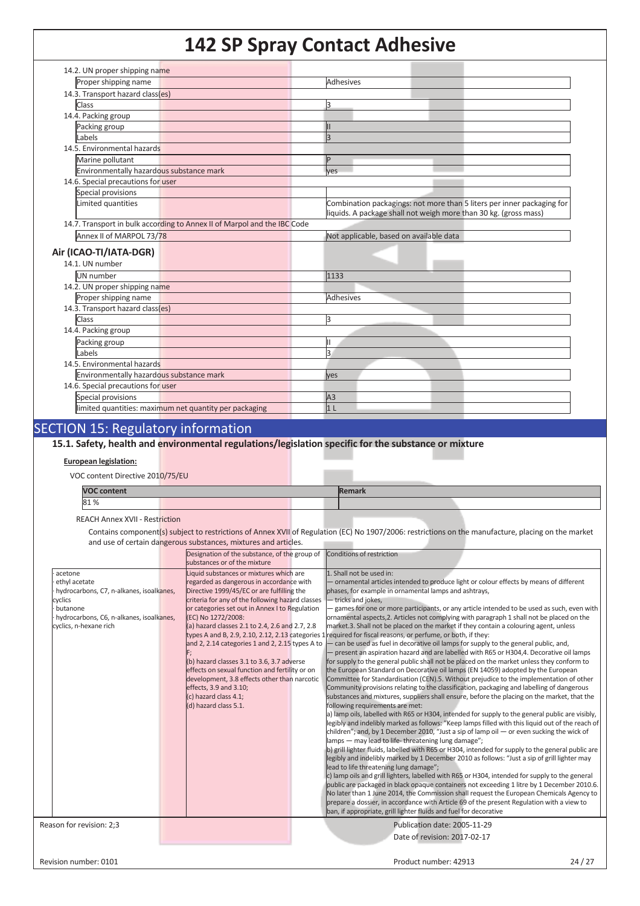| 14.2. UN proper shipping name | |
|---|---|
| Proper shipping name | Adhesives |
| **14.3. Transport hazard class(es)** | |
| Class | 3 |
| **14.4. Packing group** | |
| Packing group | II |
| Labels | 3 |
| **14.5. Environmental hazards** | |
| Marine pollutant | P |
| Environmentally hazardous substance mark | yes |
| **14.6. Special precautions for user** | |
| Special provisions | |
| Limited quantities | Combination packagings: not more than 5 liters per inner packaging for liquids. A package shall not weigh more than 30 kg. (gross mass) |
| **14.7. Transport in bulk according to Annex II of Marpol and the IBC Code** | |
| Annex II of MARPOL 73/78 | Not applicable, based on available data |

## Air (ICAO-TI/IATA-DGR)

| 14.1. UN number | |
|---|---|
| UN number | 1133 |
| **14.2. UN proper shipping name** | |
| Proper shipping name | Adhesives |
| **14.3. Transport hazard class(es)** | |
| Class | 3 |
| **14.4. Packing group** | |
| Packing group | II |
| Labels | 3 |
| **14.5. Environmental hazards** | |
| Environmentally hazardous substance mark | yes |
| **14.6. Special precautions for user** | |
| Special provisions | A3 |
| limited quantities: maximum net quantity per packaging | 1 L |

# SECTION 15: Regulatory information

## 15.1. Safety, health and environmental regulations/legislation specific for the substance or mixture

**European legislation:**

VOC content Directive 2010/75/EU

| VOC content | Remark |
|---|---|
| 81 % | |

REACH Annex XVII - Restriction

Contains component(s) subject to restrictions of Annex XVII of Regulation (EC) No 1907/2006: restrictions on the manufacture, placing on the market and use of certain dangerous substances, mixtures and articles.

| | Designation of the substance, of the group of substances or of the mixture | Conditions of restriction |
|---|---|---|
| · acetone<br>· ethyl acetate<br>· hydrocarbons, C7, n-alkanes, isoalkanes, cyclics<br>· butanone<br>· hydrocarbons, C6, n-alkanes, isoalkanes, cyclics, n-hexane rich | Liquid substances or mixtures which are regarded as dangerous in accordance with Directive 1999/45/EC or are fulfilling the criteria for any of the following hazard classes or categories set out in Annex I to Regulation (EC) No 1272/2008:<br>(a) hazard classes 2.1 to 2.4, 2.6 and 2.7, 2.8 types A and B, 2.9, 2.10, 2.12, 2.13 categories 1 and 2, 2.14 categories 1 and 2, 2.15 types A to F;<br>(b) hazard classes 3.1 to 3.6, 3.7 adverse effects on sexual function and fertility or on development, 3.8 effects other than narcotic effects, 3.9 and 3.10;<br>(c) hazard class 4.1;<br>(d) hazard class 5.1. | 1. Shall not be used in:<br>— ornamental articles intended to produce light or colour effects by means of different phases, for example in ornamental lamps and ashtrays,<br>— tricks and jokes,<br>— games for one or more participants, or any article intended to be used as such, even with ornamental aspects,2. Articles not complying with paragraph 1 shall not be placed on the market.3. Shall not be placed on the market if they contain a colouring agent, unless required for fiscal reasons, or perfume, or both, if they:<br>— can be used as fuel in decorative oil lamps for supply to the general public, and,<br>— present an aspiration hazard and are labelled with R65 or H304,4. Decorative oil lamps for supply to the general public shall not be placed on the market unless they conform to the European Standard on Decorative oil lamps (EN 14059) adopted by the European Committee for Standardisation (CEN).5. Without prejudice to the implementation of other Community provisions relating to the classification, packaging and labelling of dangerous substances and mixtures, suppliers shall ensure, before the placing on the market, that the following requirements are met:<br>a) lamp oils, labelled with R65 or H304, intended for supply to the general public are visibly, legibly and indelibly marked as follows: "Keep lamps filled with this liquid out of the reach of children"; and, by 1 December 2010, "Just a sip of lamp oil — or even sucking the wick of lamps — may lead to life- threatening lung damage";<br>b) grill lighter fluids, labelled with R65 or H304, intended for supply to the general public are legibly and indelibly marked by 1 December 2010 as follows: "Just a sip of grill lighter may lead to life threatening lung damage";<br>c) lamp oils and grill lighters, labelled with R65 or H304, intended for supply to the general public are packaged in black opaque containers not exceeding 1 litre by 1 December 2010.6. No later than 1 June 2014, the Commission shall request the European Chemicals Agency to prepare a dossier, in accordance with Article 69 of the present Regulation with a view to ban, if appropriate, grill lighter fluids and fuel for decorative |

Reason for revision: 2;3

Publication date: 2005-11-29

Date of revision: 2017-02-17

Revision number: 0101

Product number: 42913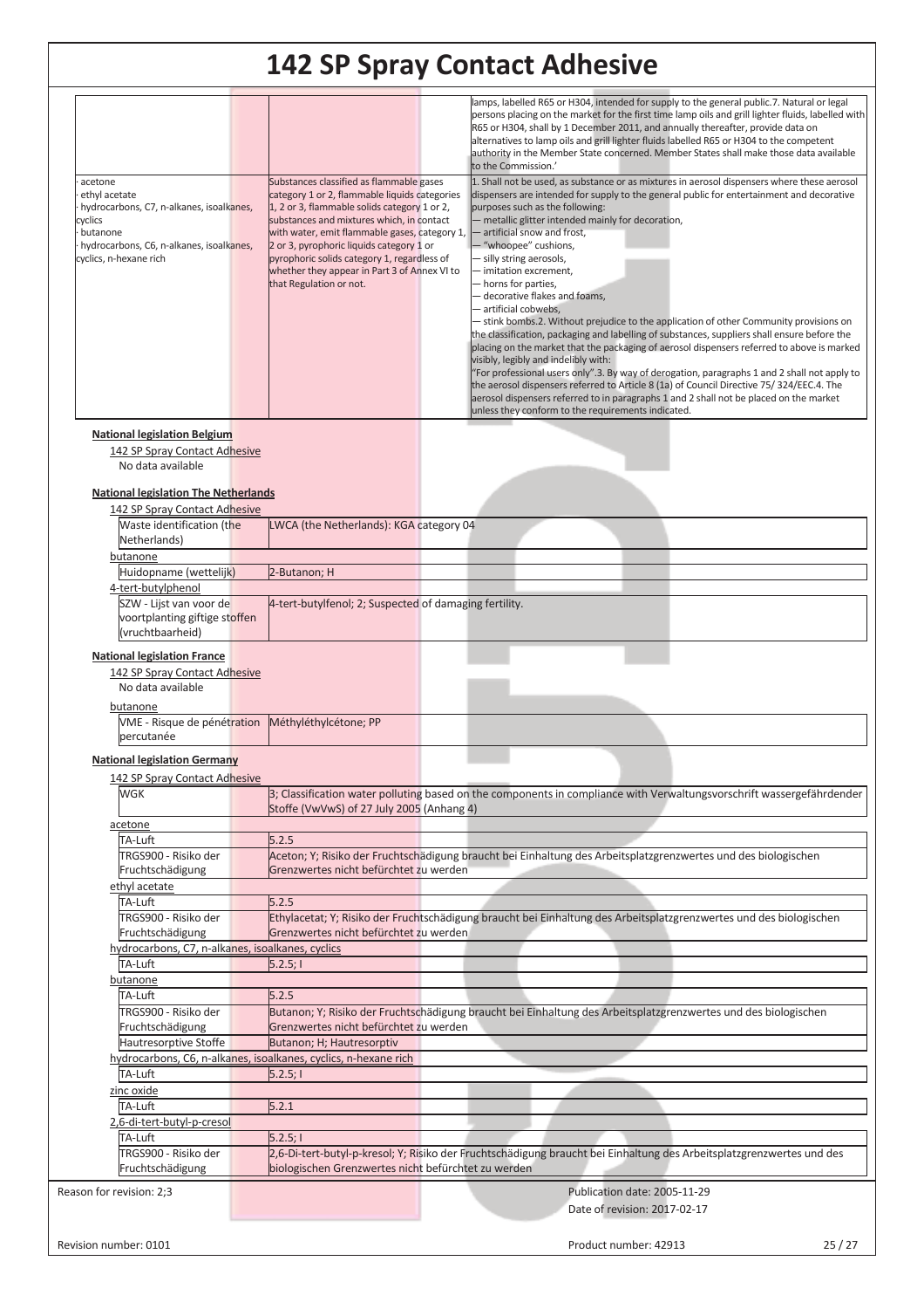| | | |
|---|---|---|
| | | lamps, labelled R65 or H304, intended for supply to the general public.7. Natural or legal persons placing on the market for the first time lamp oils and grill lighter fluids, labelled with R65 or H304, shall by 1 December 2011, and annually thereafter, provide data on alternatives to lamp oils and grill lighter fluids labelled R65 or H304 to the competent authority in the Member State concerned. Member States shall make those data available to the Commission.' |
| · acetone<br>· ethyl acetate<br>· hydrocarbons, C7, n-alkanes, isoalkanes, cyclics<br>· butanone<br>· hydrocarbons, C6, n-alkanes, isoalkanes, cyclics, n-hexane rich | Substances classified as flammable gases category 1 or 2, flammable liquids categories 1, 2 or 3, flammable solids category 1 or 2, substances and mixtures which, in contact with water, emit flammable gases, category 1, 2 or 3, pyrophoric liquids category 1 or pyrophoric solids category 1, regardless of whether they appear in Part 3 of Annex VI to that Regulation or not. | 1. Shall not be used, as substance or as mixtures in aerosol dispensers where these aerosol dispensers are intended for supply to the general public for entertainment and decorative purposes such as the following:<br>— metallic glitter intended mainly for decoration,<br>— artificial snow and frost,<br>— "whoopee" cushions,<br>— silly string aerosols,<br>— imitation excrement,<br>— horns for parties,<br>— decorative flakes and foams,<br>— artificial cobwebs,<br>— stink bombs.2. Without prejudice to the application of other Community provisions on the classification, packaging and labelling of substances, suppliers shall ensure before the placing on the market that the packaging of aerosol dispensers referred to above is marked visibly, legibly and indelibly with:<br>"For professional users only".3. By way of derogation, paragraphs 1 and 2 shall not apply to the aerosol dispensers referred to Article 8 (1a) of Council Directive 75/ 324/EEC.4. The aerosol dispensers referred to in paragraphs 1 and 2 shall not be placed on the market unless they conform to the requirements indicated. |

**National legislation Belgium**

142 SP Spray Contact Adhesive

No data available

**National legislation The Netherlands**

142 SP Spray Contact Adhesive

| | |
|---|---|
| Waste identification (the Netherlands) | LWCA (the Netherlands): KGA category 04 |

butanone

| | |
|---|---|
| Huidopname (wettelijk) | 2-Butanon; H |

4-tert-butylphenol

| | |
|---|---|
| SZW - Lijst van voor de voortplanting giftige stoffen (vruchtbaarheid) | 4-tert-butylfenol; 2; Suspected of damaging fertility. |

**National legislation France**

142 SP Spray Contact Adhesive

No data available

butanone

| | |
|---|---|
| VME - Risque de pénétration percutanée | Méthyléthylcétone; PP |

**National legislation Germany**

142 SP Spray Contact Adhesive

| | |
|---|---|
| WGK | 3; Classification water polluting based on the components in compliance with Verwaltungsvorschrift wassergefährdender Stoffe (VwVwS) of 27 July 2005 (Anhang 4) |

acetone

| | |
|---|---|
| TA-Luft | 5.2.5 |
| TRGS900 - Risiko der Fruchtschädigung | Aceton; Y; Risiko der Fruchtschädigung braucht bei Einhaltung des Arbeitsplatzgrenzwertes und des biologischen Grenzwertes nicht befürchtet zu werden |

ethyl acetate

| | |
|---|---|
| TA-Luft | 5.2.5 |
| TRGS900 - Risiko der Fruchtschädigung | Ethylacetat; Y; Risiko der Fruchtschädigung braucht bei Einhaltung des Arbeitsplatzgrenzwertes und des biologischen Grenzwertes nicht befürchtet zu werden |

hydrocarbons, C7, n-alkanes, isoalkanes, cyclics

| | |
|---|---|
| TA-Luft | 5.2.5; I |

butanone

| | |
|---|---|
| TA-Luft | 5.2.5 |
| TRGS900 - Risiko der Fruchtschädigung | Butanon; Y; Risiko der Fruchtschädigung braucht bei Einhaltung des Arbeitsplatzgrenzwertes und des biologischen Grenzwertes nicht befürchtet zu werden |
| Hautresorptive Stoffe | Butanon; H; Hautresorptiv |

hydrocarbons, C6, n-alkanes, isoalkanes, cyclics, n-hexane rich

| | |
|---|---|
| TA-Luft | 5.2.5; I |

zinc oxide

| | |
|---|---|
| TA-Luft | 5.2.1 |

2,6-di-tert-butyl-p-cresol

| | |
|---|---|
| TA-Luft | 5.2.5; I |
| TRGS900 - Risiko der Fruchtschädigung | 2,6-Di-tert-butyl-p-kresol; Y; Risiko der Fruchtschädigung braucht bei Einhaltung des Arbeitsplatzgrenzwertes und des biologischen Grenzwertes nicht befürchtet zu werden |

Reason for revision: 2;3

Publication date: 2005-11-29

Date of revision: 2017-02-17

Revision number: 0101

Product number: 42913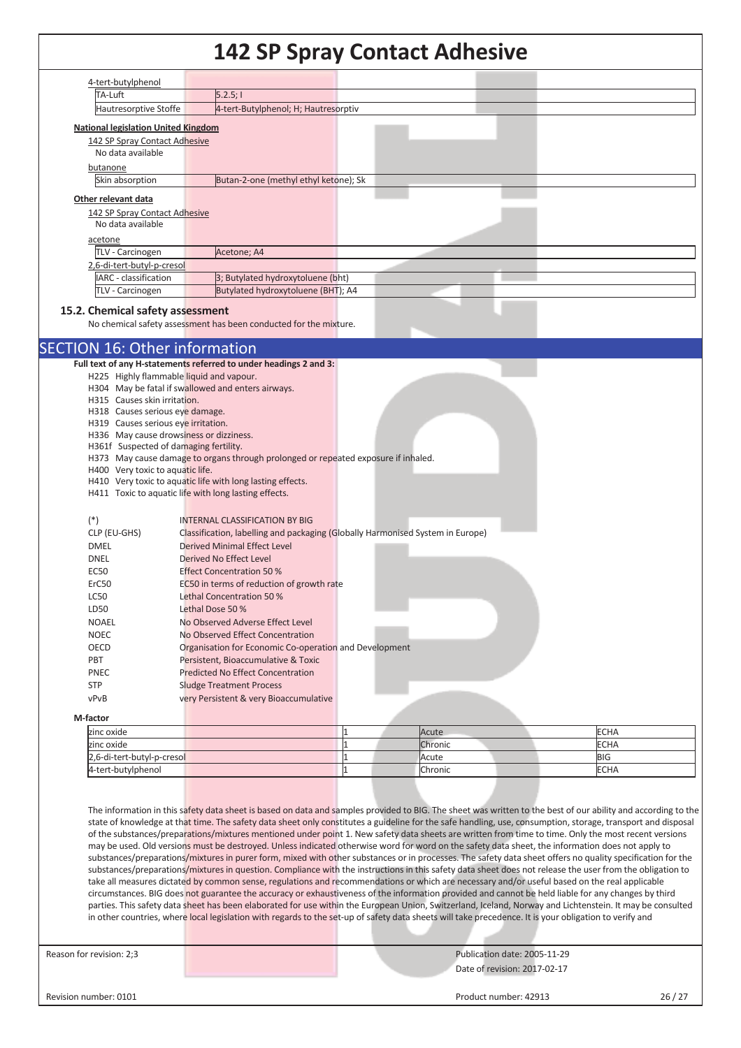4-tert-butylphenol

| TA-Luft | 5.2.5; I |
|---|---|
| Hautresorptive Stoffe | 4-tert-Butylphenol; H; Hautresorptiv |

**National legislation United Kingdom**

142 SP Spray Contact Adhesive

No data available

butanone

| Skin absorption | Butan-2-one (methyl ethyl ketone); Sk |
|---|---|

**Other relevant data**

142 SP Spray Contact Adhesive

No data available

acetone

| TLV - Carcinogen | Acetone; A4 |
|---|---|

2,6-di-tert-butyl-p-cresol

| IARC - classification | 3; Butylated hydroxytoluene (bht) |
|---|---|
| TLV - Carcinogen | Butylated hydroxytoluene (BHT); A4 |

### 15.2. Chemical safety assessment

No chemical safety assessment has been conducted for the mixture.

## SECTION 16: Other information

**Full text of any H-statements referred to under headings 2 and 3:**

H225 Highly flammable liquid and vapour.
H304 May be fatal if swallowed and enters airways.
H315 Causes skin irritation.
H318 Causes serious eye damage.
H319 Causes serious eye irritation.
H336 May cause drowsiness or dizziness.
H361f Suspected of damaging fertility.
H373 May cause damage to organs through prolonged or repeated exposure if inhaled.
H400 Very toxic to aquatic life.
H410 Very toxic to aquatic life with long lasting effects.
H411 Toxic to aquatic life with long lasting effects.

| | |
|---|---|
| (*) | INTERNAL CLASSIFICATION BY BIG |
| CLP (EU-GHS) | Classification, labelling and packaging (Globally Harmonised System in Europe) |
| DMEL | Derived Minimal Effect Level |
| DNEL | Derived No Effect Level |
| EC50 | Effect Concentration 50 % |
| ErC50 | EC50 in terms of reduction of growth rate |
| LC50 | Lethal Concentration 50 % |
| LD50 | Lethal Dose 50 % |
| NOAEL | No Observed Adverse Effect Level |
| NOEC | No Observed Effect Concentration |
| OECD | Organisation for Economic Co-operation and Development |
| PBT | Persistent, Bioaccumulative & Toxic |
| PNEC | Predicted No Effect Concentration |
| STP | Sludge Treatment Process |
| vPvB | very Persistent & very Bioaccumulative |

**M-factor**

| | | | |
|---|---|---|---|
| zinc oxide | 1 | Acute | ECHA |
| zinc oxide | 1 | Chronic | ECHA |
| 2,6-di-tert-butyl-p-cresol | 1 | Acute | BIG |
| 4-tert-butylphenol | 1 | Chronic | ECHA |

The information in this safety data sheet is based on data and samples provided to BIG. The sheet was written to the best of our ability and according to the state of knowledge at that time. The safety data sheet only constitutes a guideline for the safe handling, use, consumption, storage, transport and disposal of the substances/preparations/mixtures mentioned under point 1. New safety data sheets are written from time to time. Only the most recent versions may be used. Old versions must be destroyed. Unless indicated otherwise word for word on the safety data sheet, the information does not apply to substances/preparations/mixtures in purer form, mixed with other substances or in processes. The safety data sheet offers no quality specification for the substances/preparations/mixtures in question. Compliance with the instructions in this safety data sheet does not release the user from the obligation to take all measures dictated by common sense, regulations and recommendations or which are necessary and/or useful based on the real applicable circumstances. BIG does not guarantee the accuracy or exhaustiveness of the information provided and cannot be held liable for any changes by third parties. This safety data sheet has been elaborated for use within the European Union, Switzerland, Iceland, Norway and Lichtenstein. It may be consulted in other countries, where local legislation with regards to the set-up of safety data sheets will take precedence. It is your obligation to verify and

Reason for revision: 2;3

Publication date: 2005-11-29

Date of revision: 2017-02-17

Revision number: 0101

Product number: 42913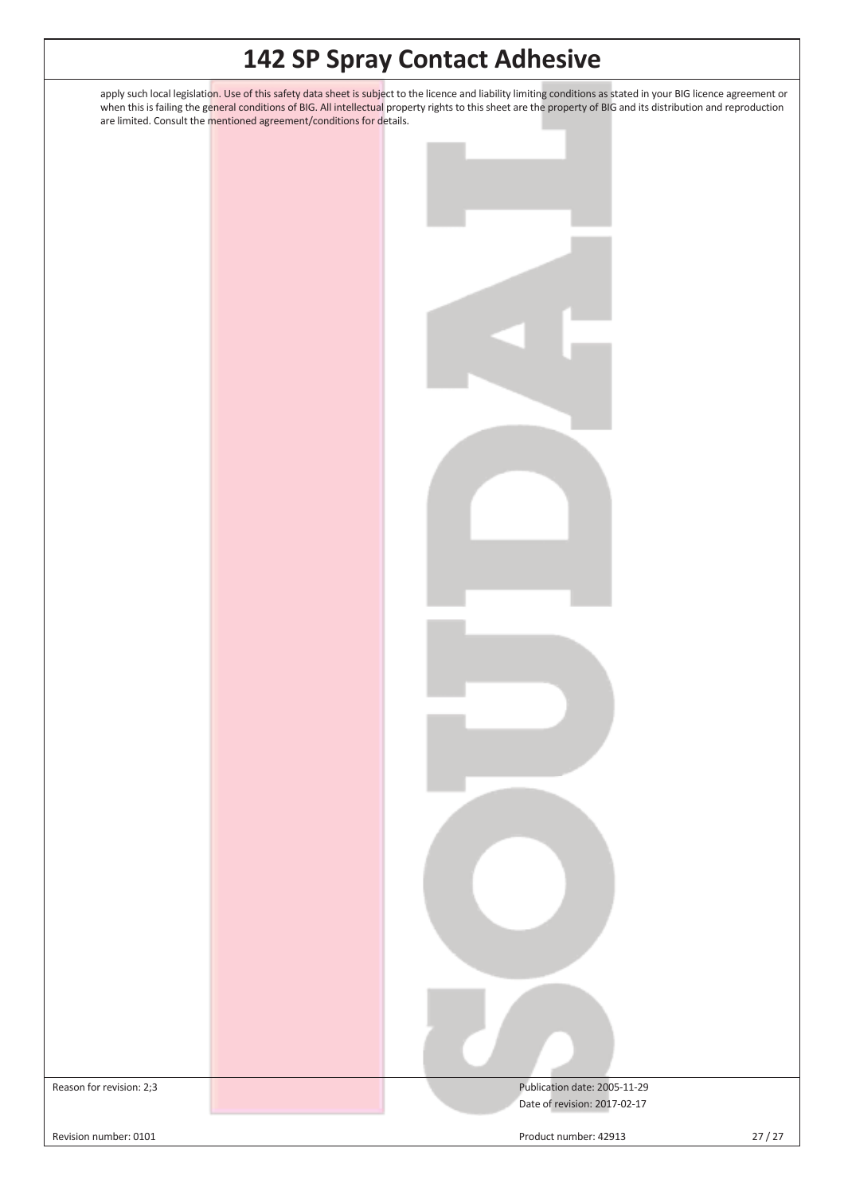apply such local legislation. Use of this safety data sheet is subject to the licence and liability limiting conditions as stated in your BIG licence agreement or when this is failing the general conditions of BIG. All intellectual property rights to this sheet are the property of BIG and its distribution and reproduction are limited. Consult the mentioned agreement/conditions for details.